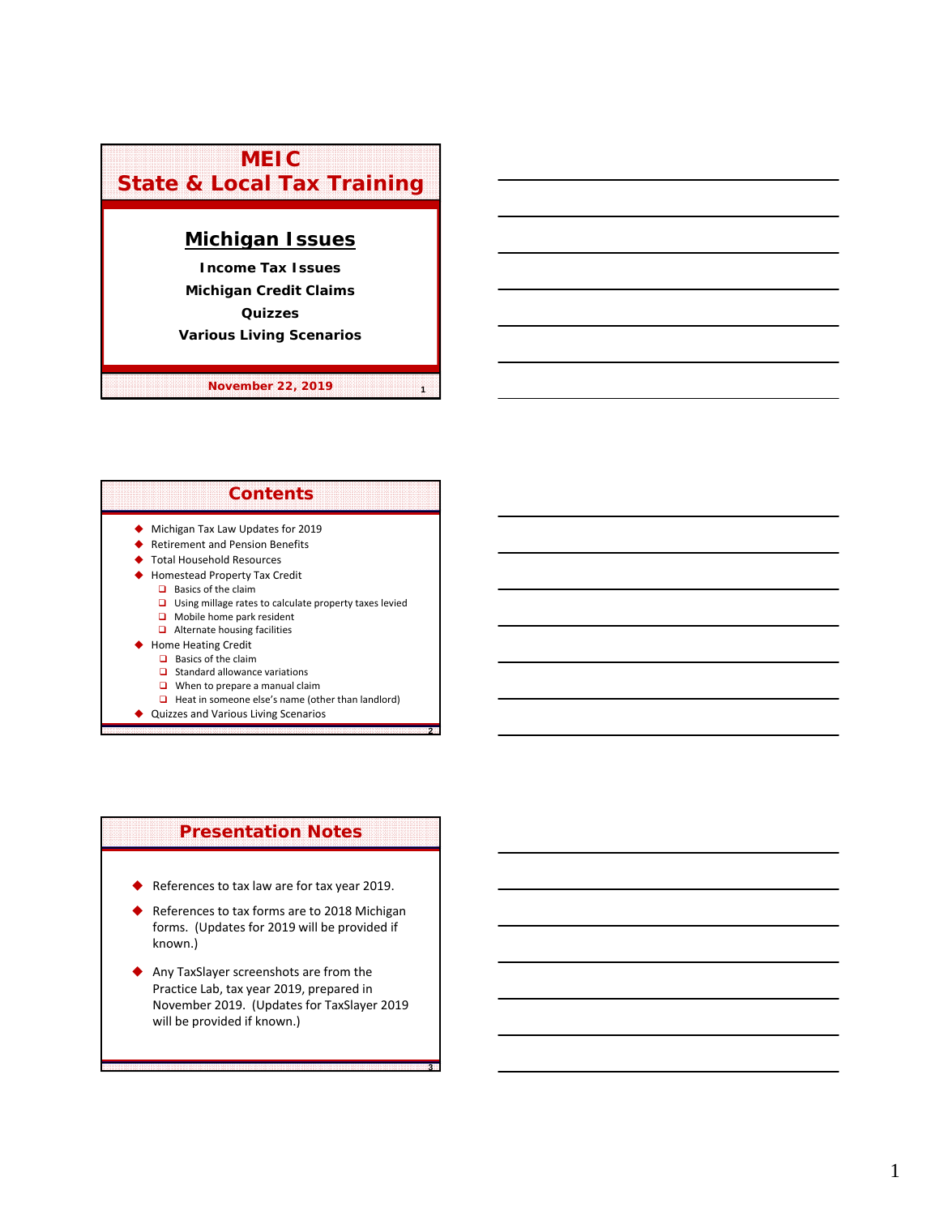# MEIC
# State & Local Tax Training

## Michigan Issues

**Income Tax Issues**

**Michigan Credit Claims**

**Quizzes**

**Various Living Scenarios**

**November 22, 2019**

## Contents

- Michigan Tax Law Updates for 2019
- Retirement and Pension Benefits
- Total Household Resources
- Homestead Property Tax Credit
  - Basics of the claim
  - Using millage rates to calculate property taxes levied
  - Mobile home park resident
  - Alternate housing facilities
- Home Heating Credit
  - Basics of the claim
  - Standard allowance variations
  - When to prepare a manual claim
  - Heat in someone else's name (other than landlord)
- Quizzes and Various Living Scenarios

## Presentation Notes

- References to tax law are for tax year 2019.
- References to tax forms are to 2018 Michigan forms. (Updates for 2019 will be provided if known.)
- Any TaxSlayer screenshots are from the Practice Lab, tax year 2019, prepared in November 2019. (Updates for TaxSlayer 2019 will be provided if known.)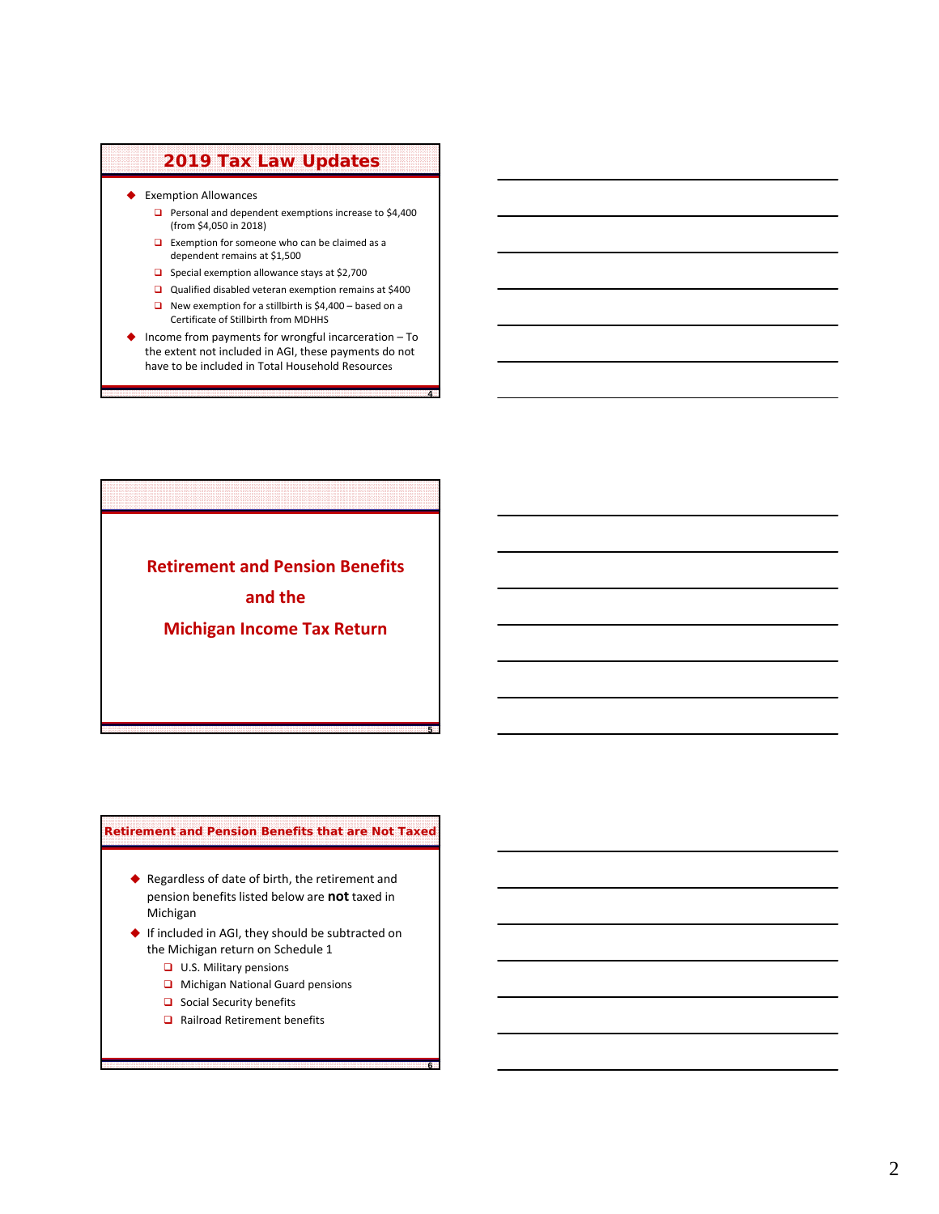## 2019 Tax Law Updates

- Exemption Allowances
  - Personal and dependent exemptions increase to $4,400 (from $4,050 in 2018)
  - Exemption for someone who can be claimed as a dependent remains at $1,500
  - Special exemption allowance stays at $2,700
  - Qualified disabled veteran exemption remains at $400
  - New exemption for a stillbirth is $4,400 – based on a Certificate of Stillbirth from MDHHS
- Income from payments for wrongful incarceration – To the extent not included in AGI, these payments do not have to be included in Total Household Resources

## Retirement and Pension Benefits and the Michigan Income Tax Return

## Retirement and Pension Benefits that are Not Taxed

- Regardless of date of birth, the retirement and pension benefits listed below are **not** taxed in Michigan
- If included in AGI, they should be subtracted on the Michigan return on Schedule 1
  - U.S. Military pensions
  - Michigan National Guard pensions
  - Social Security benefits
  - Railroad Retirement benefits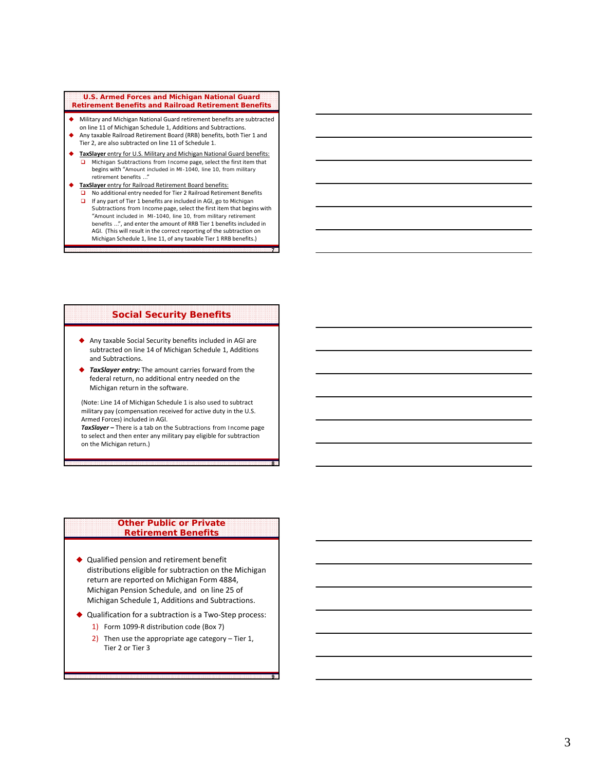## U.S. Armed Forces and Michigan National Guard Retirement Benefits and Railroad Retirement Benefits

- Military and Michigan National Guard retirement benefits are subtracted on line 11 of Michigan Schedule 1, Additions and Subtractions.
- Any taxable Railroad Retirement Board (RRB) benefits, both Tier 1 and Tier 2, are also subtracted on line 11 of Schedule 1.
- TaxSlayer entry for U.S. Military and Michigan National Guard benefits:
  - Michigan Subtractions from Income page, select the first item that begins with "Amount included in MI-1040, line 10, from military retirement benefits ..."
- TaxSlayer entry for Railroad Retirement Board benefits:
  - No additional entry needed for Tier 2 Railroad Retirement Benefits
  - If any part of Tier 1 benefits are included in AGI, go to Michigan Subtractions from Income page, select the first item that begins with "Amount included in MI-1040, line 10, from military retirement benefits ...", and enter the amount of RRB Tier 1 benefits included in AGI. (This will result in the correct reporting of the subtraction on Michigan Schedule 1, line 11, of any taxable Tier 1 RRB benefits.)

## Social Security Benefits

- Any taxable Social Security benefits included in AGI are subtracted on line 14 of Michigan Schedule 1, Additions and Subtractions.
- ***TaxSlayer entry:*** The amount carries forward from the federal return, no additional entry needed on the Michigan return in the software.

(Note: Line 14 of Michigan Schedule 1 is also used to subtract military pay (compensation received for active duty in the U.S. Armed Forces) included in AGI.
***TaxSlayer –*** There is a tab on the Subtractions from Income page to select and then enter any military pay eligible for subtraction on the Michigan return.)

## Other Public or Private Retirement Benefits

- Qualified pension and retirement benefit distributions eligible for subtraction on the Michigan return are reported on Michigan Form 4884, Michigan Pension Schedule, and on line 25 of Michigan Schedule 1, Additions and Subtractions.
- Qualification for a subtraction is a Two-Step process:
  1) Form 1099-R distribution code (Box 7)
  2) Then use the appropriate age category – Tier 1, Tier 2 or Tier 3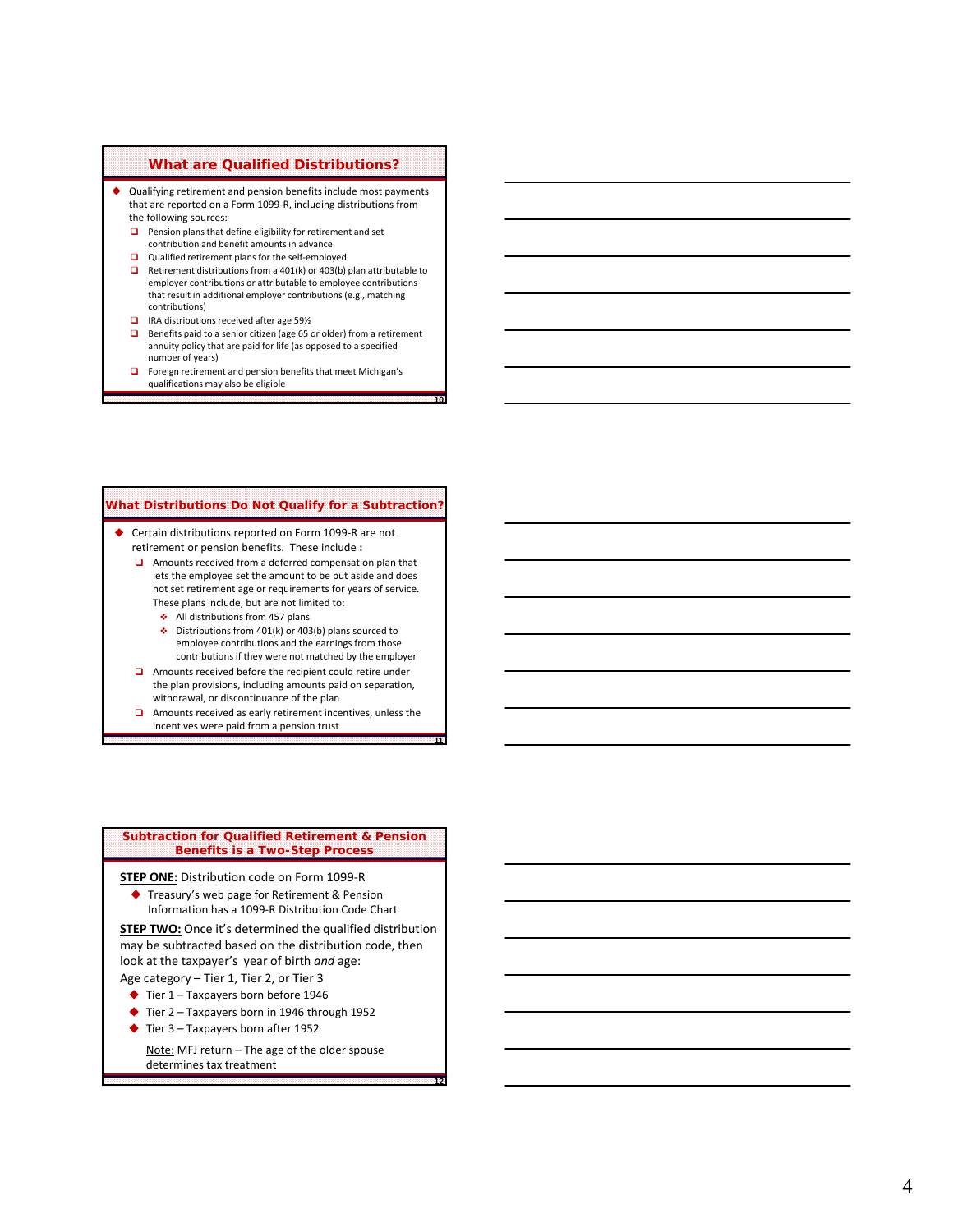## What are Qualified Distributions?

- Qualifying retirement and pension benefits include most payments that are reported on a Form 1099-R, including distributions from the following sources:
  - Pension plans that define eligibility for retirement and set contribution and benefit amounts in advance
  - Qualified retirement plans for the self-employed
  - Retirement distributions from a 401(k) or 403(b) plan attributable to employer contributions or attributable to employee contributions that result in additional employer contributions (e.g., matching contributions)
  - IRA distributions received after age 59½
  - Benefits paid to a senior citizen (age 65 or older) from a retirement annuity policy that are paid for life (as opposed to a specified number of years)
  - Foreign retirement and pension benefits that meet Michigan's qualifications may also be eligible

## What Distributions Do Not Qualify for a Subtraction?

- Certain distributions reported on Form 1099-R are not retirement or pension benefits. These include :
  - Amounts received from a deferred compensation plan that lets the employee set the amount to be put aside and does not set retirement age or requirements for years of service. These plans include, but are not limited to:
    - All distributions from 457 plans
    - Distributions from 401(k) or 403(b) plans sourced to employee contributions and the earnings from those contributions if they were not matched by the employer
  - Amounts received before the recipient could retire under the plan provisions, including amounts paid on separation, withdrawal, or discontinuance of the plan
  - Amounts received as early retirement incentives, unless the incentives were paid from a pension trust

## Subtraction for Qualified Retirement & Pension Benefits is a Two-Step Process

**STEP ONE:** Distribution code on Form 1099-R

- Treasury's web page for Retirement & Pension Information has a 1099-R Distribution Code Chart

**STEP TWO:** Once it's determined the qualified distribution may be subtracted based on the distribution code, then look at the taxpayer's year of birth *and* age:

Age category – Tier 1, Tier 2, or Tier 3

- Tier 1 – Taxpayers born before 1946
- Tier 2 – Taxpayers born in 1946 through 1952
- Tier 3 – Taxpayers born after 1952

Note: MFJ return – The age of the older spouse determines tax treatment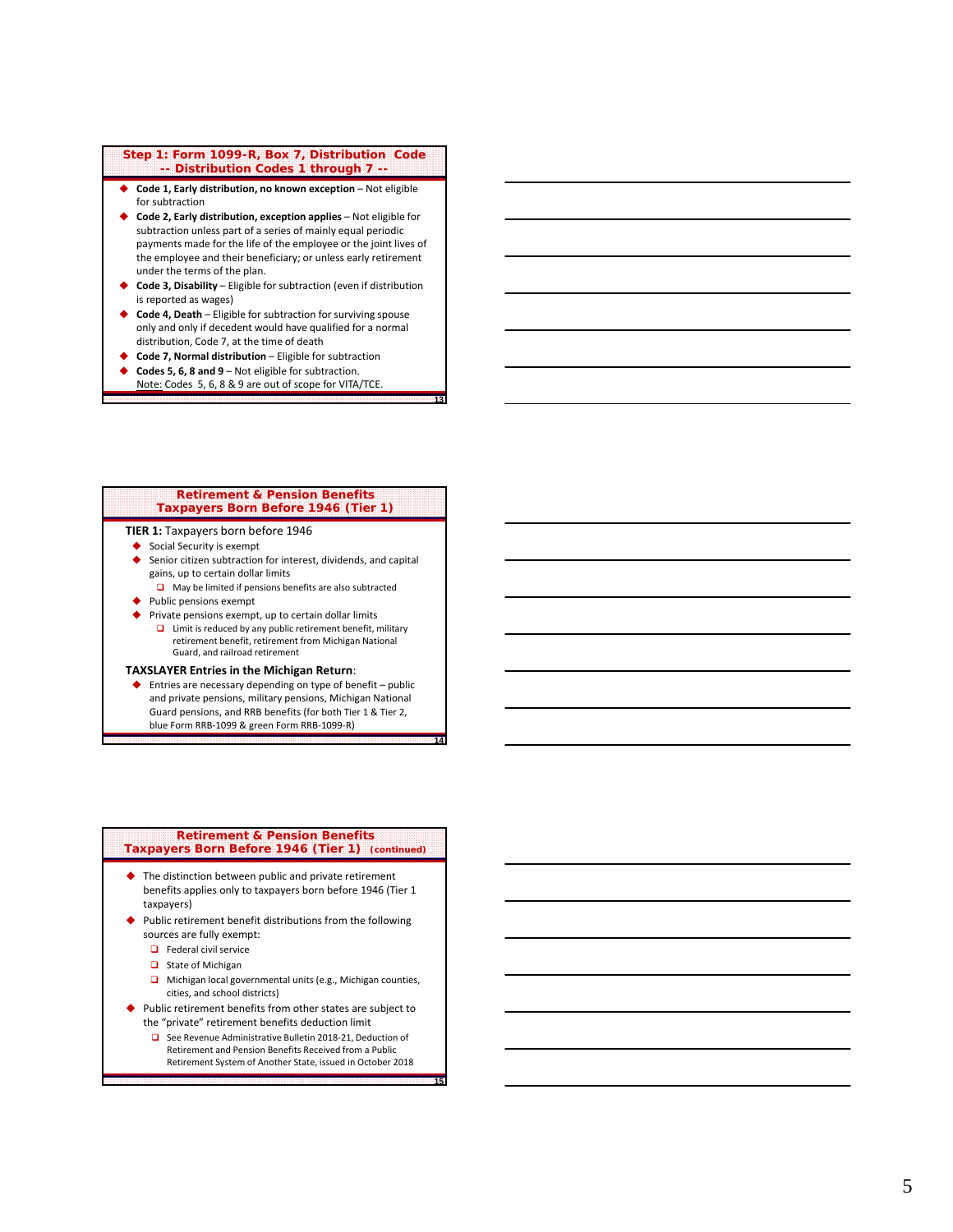## Step 1: Form 1099-R, Box 7, Distribution Code -- Distribution Codes 1 through 7 --

- **Code 1, Early distribution, no known exception** – Not eligible for subtraction
- **Code 2, Early distribution, exception applies** – Not eligible for subtraction unless part of a series of mainly equal periodic payments made for the life of the employee or the joint lives of the employee and their beneficiary; or unless early retirement under the terms of the plan.
- **Code 3, Disability** – Eligible for subtraction (even if distribution is reported as wages)
- **Code 4, Death** – Eligible for subtraction for surviving spouse only and only if decedent would have qualified for a normal distribution, Code 7, at the time of death
- **Code 7, Normal distribution** – Eligible for subtraction
- **Codes 5, 6, 8 and 9** – Not eligible for subtraction.
  Note: Codes 5, 6, 8 & 9 are out of scope for VITA/TCE.

## Retirement & Pension Benefits Taxpayers Born Before 1946 (Tier 1)

**TIER 1:** Taxpayers born before 1946

- Social Security is exempt
- Senior citizen subtraction for interest, dividends, and capital gains, up to certain dollar limits
  - May be limited if pensions benefits are also subtracted
- Public pensions exempt
- Private pensions exempt, up to certain dollar limits
  - Limit is reduced by any public retirement benefit, military retirement benefit, retirement from Michigan National Guard, and railroad retirement

**TAXSLAYER Entries in the Michigan Return**:

- Entries are necessary depending on type of benefit – public and private pensions, military pensions, Michigan National Guard pensions, and RRB benefits (for both Tier 1 & Tier 2, blue Form RRB-1099 & green Form RRB-1099-R)

## Retirement & Pension Benefits Taxpayers Born Before 1946 (Tier 1) (continued)

- The distinction between public and private retirement benefits applies only to taxpayers born before 1946 (Tier 1 taxpayers)
- Public retirement benefit distributions from the following sources are fully exempt:
  - Federal civil service
  - State of Michigan
  - Michigan local governmental units (e.g., Michigan counties, cities, and school districts)
- Public retirement benefits from other states are subject to the "private" retirement benefits deduction limit
  - See Revenue Administrative Bulletin 2018-21, Deduction of Retirement and Pension Benefits Received from a Public Retirement System of Another State, issued in October 2018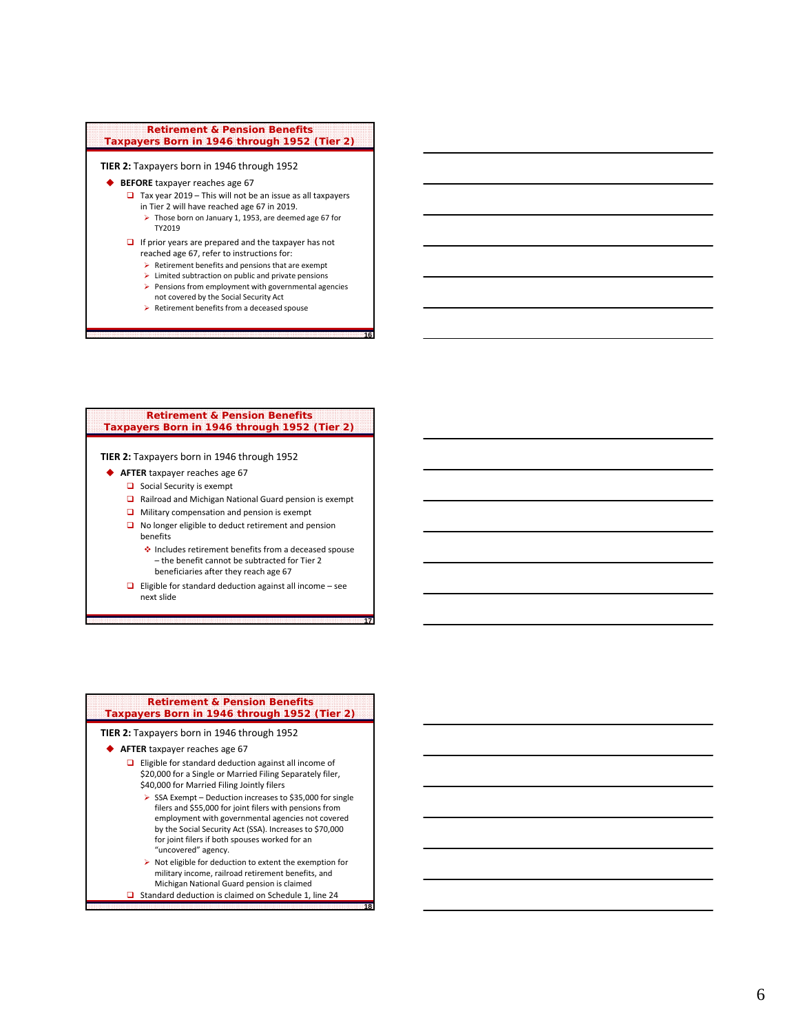## Retirement & Pension Benefits
## Taxpayers Born in 1946 through 1952 (Tier 2)

**TIER 2:** Taxpayers born in 1946 through 1952

- **BEFORE** taxpayer reaches age 67
  - Tax year 2019 – This will not be an issue as all taxpayers in Tier 2 will have reached age 67 in 2019.
    - Those born on January 1, 1953, are deemed age 67 for TY2019
  - If prior years are prepared and the taxpayer has not reached age 67, refer to instructions for:
    - Retirement benefits and pensions that are exempt
    - Limited subtraction on public and private pensions
    - Pensions from employment with governmental agencies not covered by the Social Security Act
    - Retirement benefits from a deceased spouse

## Retirement & Pension Benefits
## Taxpayers Born in 1946 through 1952 (Tier 2)

**TIER 2:** Taxpayers born in 1946 through 1952

- **AFTER** taxpayer reaches age 67
  - Social Security is exempt
  - Railroad and Michigan National Guard pension is exempt
  - Military compensation and pension is exempt
  - No longer eligible to deduct retirement and pension benefits
    - Includes retirement benefits from a deceased spouse – the benefit cannot be subtracted for Tier 2 beneficiaries after they reach age 67
  - Eligible for standard deduction against all income – see next slide

## Retirement & Pension Benefits
## Taxpayers Born in 1946 through 1952 (Tier 2)

**TIER 2:** Taxpayers born in 1946 through 1952

- **AFTER** taxpayer reaches age 67
  - Eligible for standard deduction against all income of $20,000 for a Single or Married Filing Separately filer, $40,000 for Married Filing Jointly filers
    - SSA Exempt – Deduction increases to $35,000 for single filers and $55,000 for joint filers with pensions from employment with governmental agencies not covered by the Social Security Act (SSA). Increases to $70,000 for joint filers if both spouses worked for an "uncovered" agency.
    - Not eligible for deduction to extent the exemption for military income, railroad retirement benefits, and Michigan National Guard pension is claimed
  - Standard deduction is claimed on Schedule 1, line 24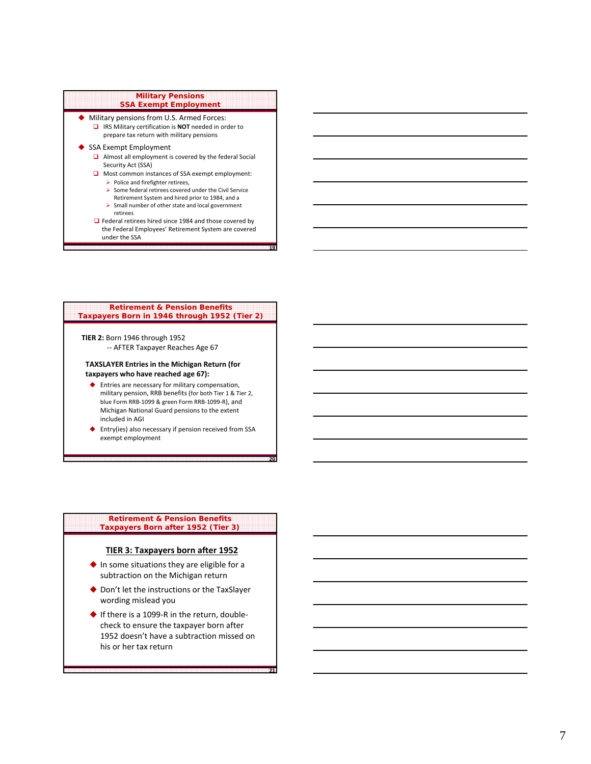## Military Pensions
## SSA Exempt Employment

- Military pensions from U.S. Armed Forces:
  - IRS Military certification is **NOT** needed in order to prepare tax return with military pensions
- SSA Exempt Employment
  - Almost all employment is covered by the federal Social Security Act (SSA)
  - Most common instances of SSA exempt employment:
    - Police and firefighter retirees,
    - Some federal retirees covered under the Civil Service Retirement System and hired prior to 1984, and a
    - Small number of other state and local government retirees
  - Federal retirees hired since 1984 and those covered by the Federal Employees' Retirement System are covered under the SSA

## Retirement & Pension Benefits
## Taxpayers Born in 1946 through 1952 (Tier 2)

**TIER 2:** Born 1946 through 1952
-- AFTER Taxpayer Reaches Age 67

**TAXSLAYER Entries in the Michigan Return (for taxpayers who have reached age 67):**

- Entries are necessary for military compensation, military pension, RRB benefits (for both Tier 1 & Tier 2, blue Form RRB-1099 & green Form RRB-1099-R), and Michigan National Guard pensions to the extent included in AGI
- Entry(ies) also necessary if pension received from SSA exempt employment

## Retirement & Pension Benefits
## Taxpayers Born after 1952 (Tier 3)

**TIER 3: Taxpayers born after 1952**

- In some situations they are eligible for a subtraction on the Michigan return
- Don't let the instructions or the TaxSlayer wording mislead you
- If there is a 1099-R in the return, double-check to ensure the taxpayer born after 1952 doesn't have a subtraction missed on his or her tax return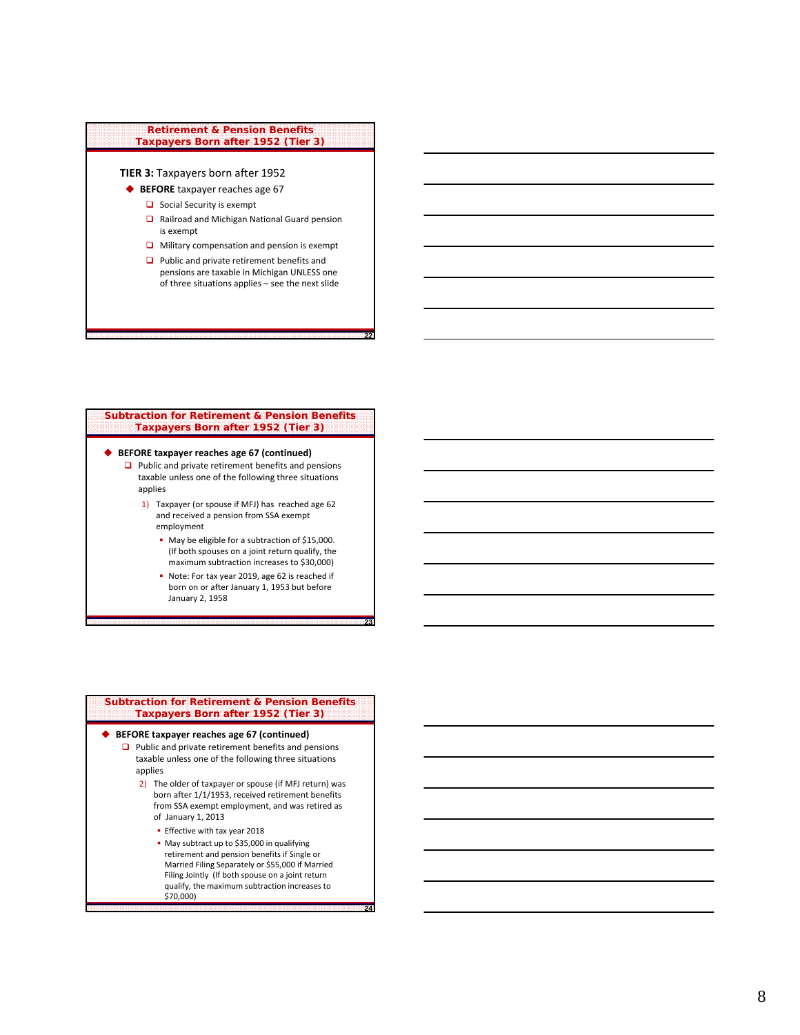## Retirement & Pension Benefits Taxpayers Born after 1952 (Tier 3)

**TIER 3:** Taxpayers born after 1952

- **BEFORE** taxpayer reaches age 67
  - Social Security is exempt
  - Railroad and Michigan National Guard pension is exempt
  - Military compensation and pension is exempt
  - Public and private retirement benefits and pensions are taxable in Michigan UNLESS one of three situations applies – see the next slide

## Subtraction for Retirement & Pension Benefits Taxpayers Born after 1952 (Tier 3)

- **BEFORE taxpayer reaches age 67 (continued)**
  - Public and private retirement benefits and pensions taxable unless one of the following three situations applies
    1) Taxpayer (or spouse if MFJ) has reached age 62 and received a pension from SSA exempt employment
       - May be eligible for a subtraction of $15,000. (If both spouses on a joint return qualify, the maximum subtraction increases to $30,000)
       - Note: For tax year 2019, age 62 is reached if born on or after January 1, 1953 but before January 2, 1958

## Subtraction for Retirement & Pension Benefits Taxpayers Born after 1952 (Tier 3)

- **BEFORE taxpayer reaches age 67 (continued)**
  - Public and private retirement benefits and pensions taxable unless one of the following three situations applies
    2) The older of taxpayer or spouse (if MFJ return) was born after 1/1/1953, received retirement benefits from SSA exempt employment, and was retired as of January 1, 2013
       - Effective with tax year 2018
       - May subtract up to $35,000 in qualifying retirement and pension benefits if Single or Married Filing Separately or $55,000 if Married Filing Jointly (If both spouse on a joint return qualify, the maximum subtraction increases to $70,000)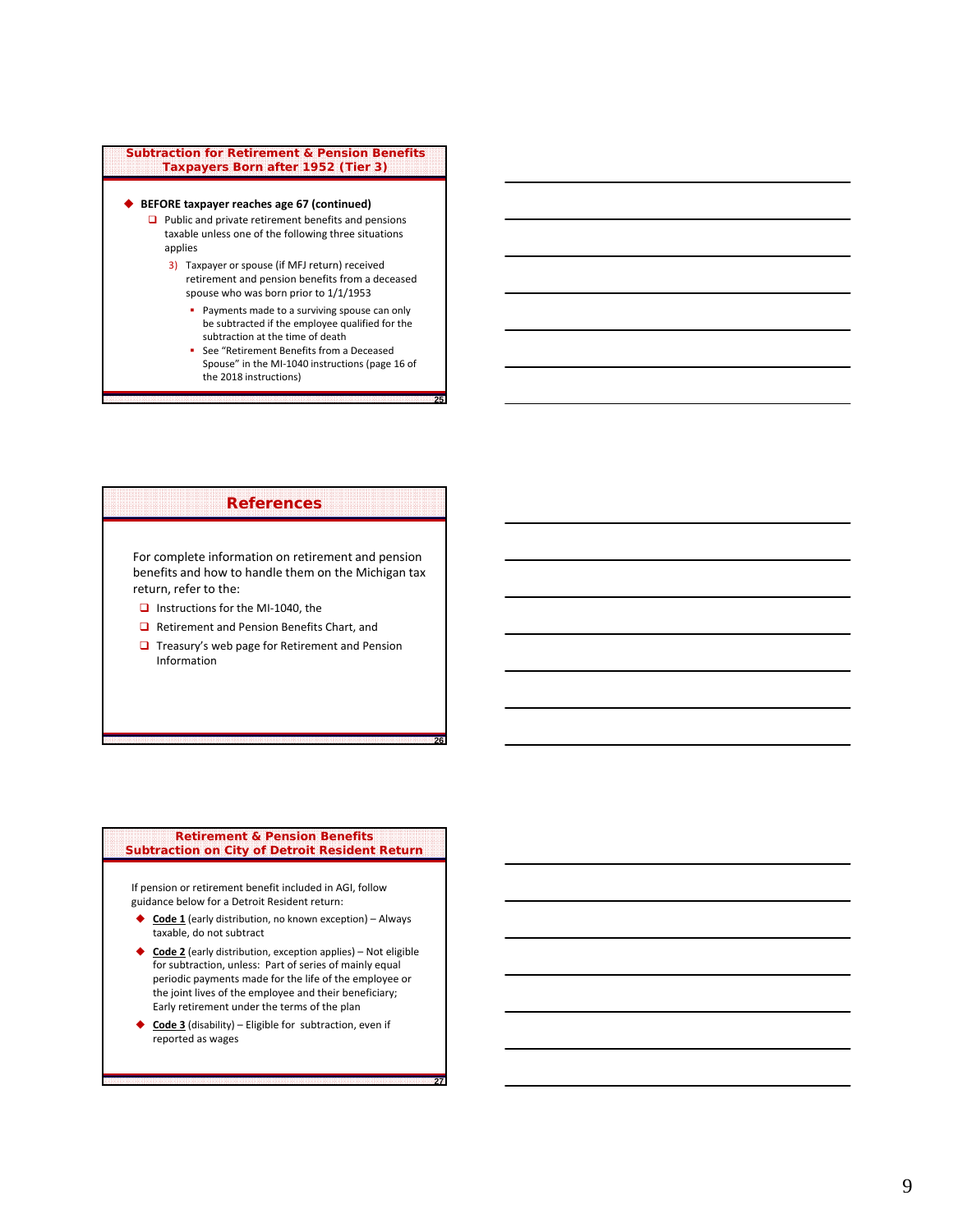## Subtraction for Retirement & Pension Benefits Taxpayers Born after 1952 (Tier 3)

- **BEFORE taxpayer reaches age 67 (continued)**
  - Public and private retirement benefits and pensions taxable unless one of the following three situations applies
    3) Taxpayer or spouse (if MFJ return) received retirement and pension benefits from a deceased spouse who was born prior to 1/1/1953
       - Payments made to a surviving spouse can only be subtracted if the employee qualified for the subtraction at the time of death
       - See "Retirement Benefits from a Deceased Spouse" in the MI-1040 instructions (page 16 of the 2018 instructions)

## References

For complete information on retirement and pension benefits and how to handle them on the Michigan tax return, refer to the:

- Instructions for the MI-1040, the
- Retirement and Pension Benefits Chart, and
- Treasury's web page for Retirement and Pension Information

## Retirement & Pension Benefits Subtraction on City of Detroit Resident Return

If pension or retirement benefit included in AGI, follow guidance below for a Detroit Resident return:

- **Code 1** (early distribution, no known exception) – Always taxable, do not subtract
- **Code 2** (early distribution, exception applies) – Not eligible for subtraction, unless: Part of series of mainly equal periodic payments made for the life of the employee or the joint lives of the employee and their beneficiary; Early retirement under the terms of the plan
- **Code 3** (disability) – Eligible for subtraction, even if reported as wages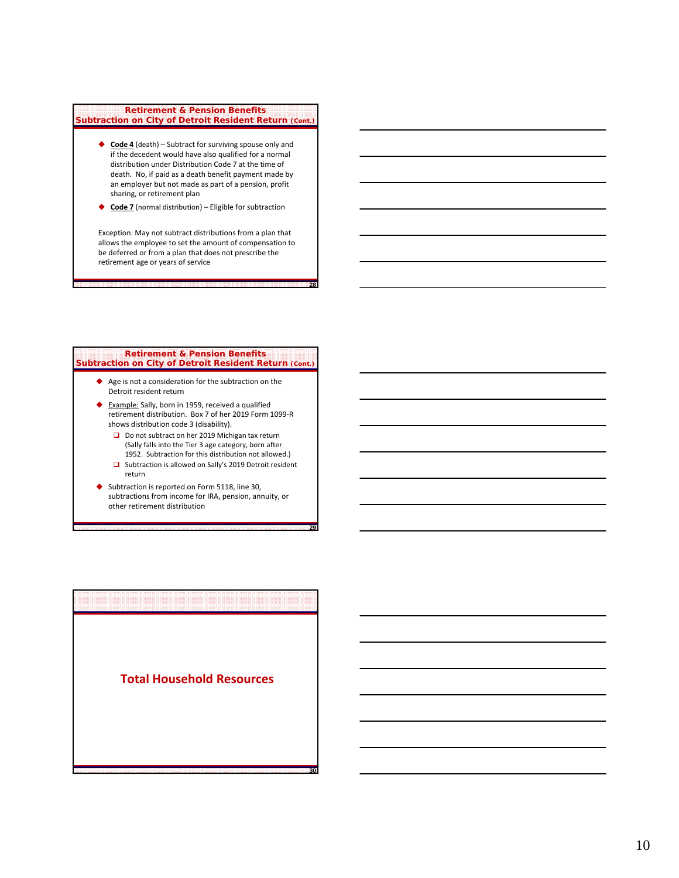## Retirement & Pension Benefits Subtraction on City of Detroit Resident Return (Cont.)

- **Code 4** (death) – Subtract for surviving spouse only and if the decedent would have also qualified for a normal distribution under Distribution Code 7 at the time of death. No, if paid as a death benefit payment made by an employer but not made as part of a pension, profit sharing, or retirement plan
- **Code 7** (normal distribution) – Eligible for subtraction

Exception: May not subtract distributions from a plan that allows the employee to set the amount of compensation to be deferred or from a plan that does not prescribe the retirement age or years of service

## Retirement & Pension Benefits Subtraction on City of Detroit Resident Return (Cont.)

- Age is not a consideration for the subtraction on the Detroit resident return
- Example: Sally, born in 1959, received a qualified retirement distribution. Box 7 of her 2019 Form 1099-R shows distribution code 3 (disability).
  - Do not subtract on her 2019 Michigan tax return (Sally falls into the Tier 3 age category, born after 1952. Subtraction for this distribution not allowed.)
  - Subtraction is allowed on Sally's 2019 Detroit resident return
- Subtraction is reported on Form 5118, line 30, subtractions from income for IRA, pension, annuity, or other retirement distribution

## Total Household Resources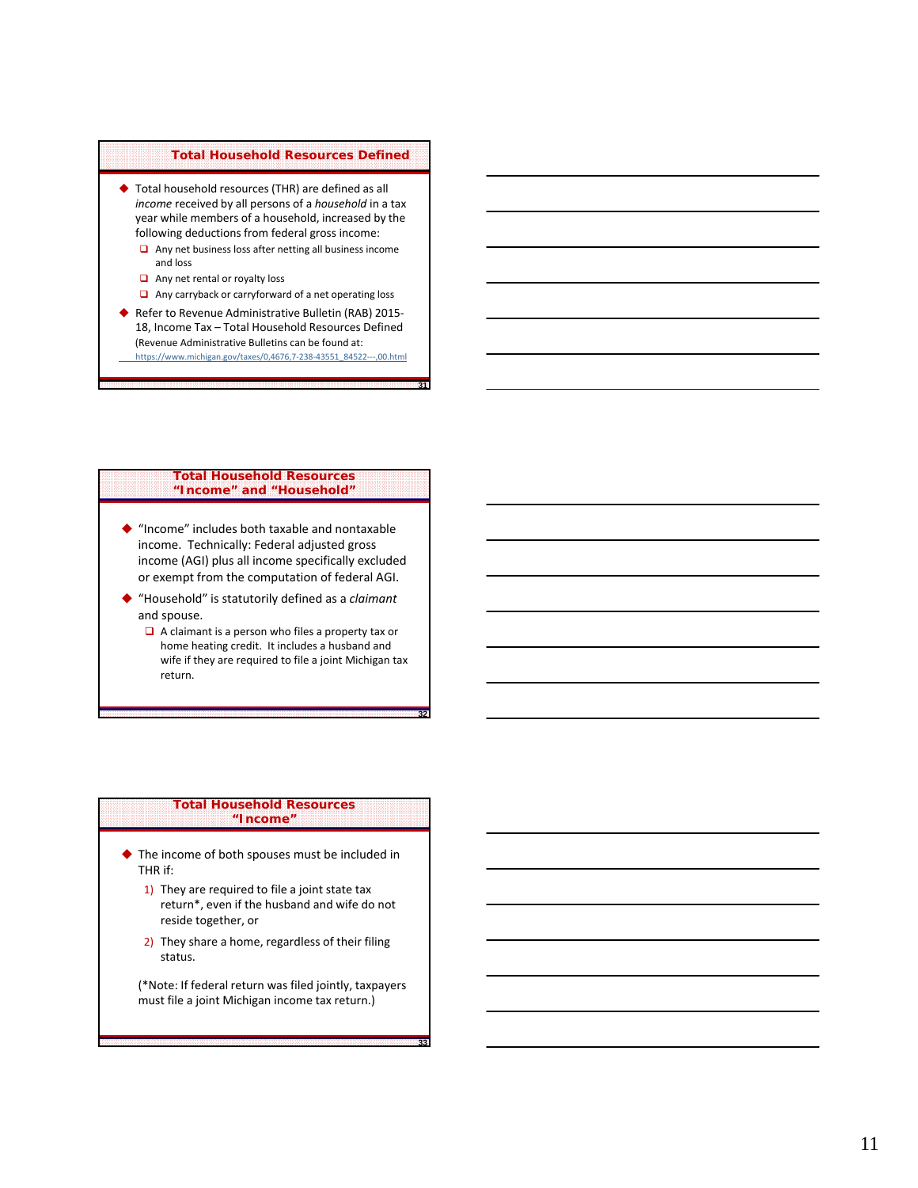## Total Household Resources Defined

- Total household resources (THR) are defined as all *income* received by all persons of a *household* in a tax year while members of a household, increased by the following deductions from federal gross income:
  - Any net business loss after netting all business income and loss
  - Any net rental or royalty loss
  - Any carryback or carryforward of a net operating loss
- Refer to Revenue Administrative Bulletin (RAB) 2015-18, Income Tax – Total Household Resources Defined (Revenue Administrative Bulletins can be found at: https://www.michigan.gov/taxes/0,4676,7-238-43551_84522---,00.html

## Total Household Resources "Income" and "Household"

- "Income" includes both taxable and nontaxable income. Technically: Federal adjusted gross income (AGI) plus all income specifically excluded or exempt from the computation of federal AGI.
- "Household" is statutorily defined as a *claimant* and spouse.
  - A claimant is a person who files a property tax or home heating credit. It includes a husband and wife if they are required to file a joint Michigan tax return.

## Total Household Resources "Income"

- The income of both spouses must be included in THR if:
  1) They are required to file a joint state tax return*, even if the husband and wife do not reside together, or
  2) They share a home, regardless of their filing status.

  (*Note: If federal return was filed jointly, taxpayers must file a joint Michigan income tax return.)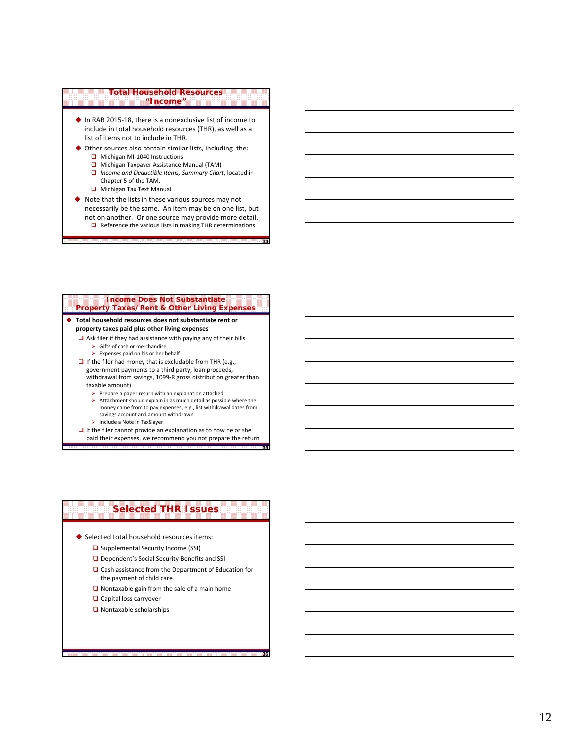## Total Household Resources "Income"

- In RAB 2015-18, there is a nonexclusive list of income to include in total household resources (THR), as well as a list of items not to include in THR.
- Other sources also contain similar lists, including the:
  - Michigan MI-1040 Instructions
  - Michigan Taxpayer Assistance Manual (TAM)
  - *Income and Deductible Items, Summary Chart*, located in Chapter 5 of the TAM.
  - Michigan Tax Text Manual
- Note that the lists in these various sources may not necessarily be the same. An item may be on one list, but not on another. Or one source may provide more detail.
  - Reference the various lists in making THR determinations

## Income Does Not Substantiate Property Taxes/Rent & Other Living Expenses

- **Total household resources does not substantiate rent or property taxes paid plus other living expenses**
  - Ask filer if they had assistance with paying any of their bills
    - Gifts of cash or merchandise
    - Expenses paid on his or her behalf
  - If the filer had money that is excludable from THR (e.g., government payments to a third party, loan proceeds, withdrawal from savings, 1099-R gross distribution greater than taxable amount)
    - Prepare a paper return with an explanation attached
    - Attachment should explain in as much detail as possible where the money came from to pay expenses, e.g., list withdrawal dates from savings account and amount withdrawn
    - Include a Note in TaxSlayer
  - If the filer cannot provide an explanation as to how he or she paid their expenses, we recommend you not prepare the return

## Selected THR Issues

- Selected total household resources items:
  - Supplemental Security Income (SSI)
  - Dependent's Social Security Benefits and SSI
  - Cash assistance from the Department of Education for the payment of child care
  - Nontaxable gain from the sale of a main home
  - Capital loss carryover
  - Nontaxable scholarships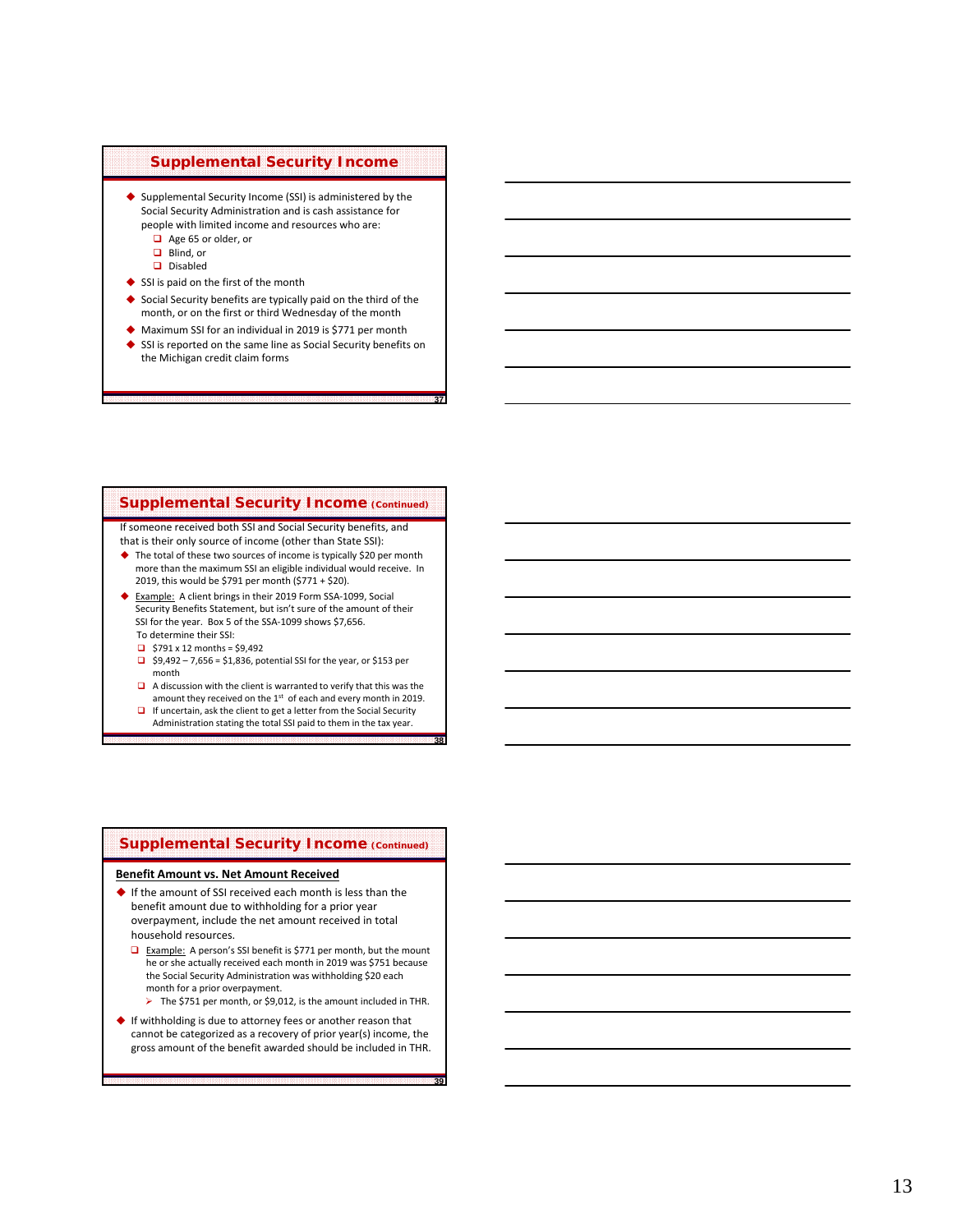## Supplemental Security Income

- Supplemental Security Income (SSI) is administered by the Social Security Administration and is cash assistance for people with limited income and resources who are:
  - Age 65 or older, or
  - Blind, or
  - Disabled
- SSI is paid on the first of the month
- Social Security benefits are typically paid on the third of the month, or on the first or third Wednesday of the month
- Maximum SSI for an individual in 2019 is $771 per month
- SSI is reported on the same line as Social Security benefits on the Michigan credit claim forms

## Supplemental Security Income (Continued)

If someone received both SSI and Social Security benefits, and that is their only source of income (other than State SSI):

- The total of these two sources of income is typically $20 per month more than the maximum SSI an eligible individual would receive. In 2019, this would be $791 per month ($771 + $20).
- Example: A client brings in their 2019 Form SSA-1099, Social Security Benefits Statement, but isn't sure of the amount of their SSI for the year. Box 5 of the SSA-1099 shows $7,656.

  To determine their SSI:
  - $791 x 12 months = $9,492
  - $9,492 – 7,656 = $1,836, potential SSI for the year, or $153 per month
  - A discussion with the client is warranted to verify that this was the amount they received on the 1st of each and every month in 2019.
  - If uncertain, ask the client to get a letter from the Social Security Administration stating the total SSI paid to them in the tax year.

## Supplemental Security Income (Continued)

**Benefit Amount vs. Net Amount Received**

- If the amount of SSI received each month is less than the benefit amount due to withholding for a prior year overpayment, include the net amount received in total household resources.
  - Example: A person's SSI benefit is $771 per month, but the mount he or she actually received each month in 2019 was $751 because the Social Security Administration was withholding $20 each month for a prior overpayment.
    - The $751 per month, or $9,012, is the amount included in THR.
- If withholding is due to attorney fees or another reason that cannot be categorized as a recovery of prior year(s) income, the gross amount of the benefit awarded should be included in THR.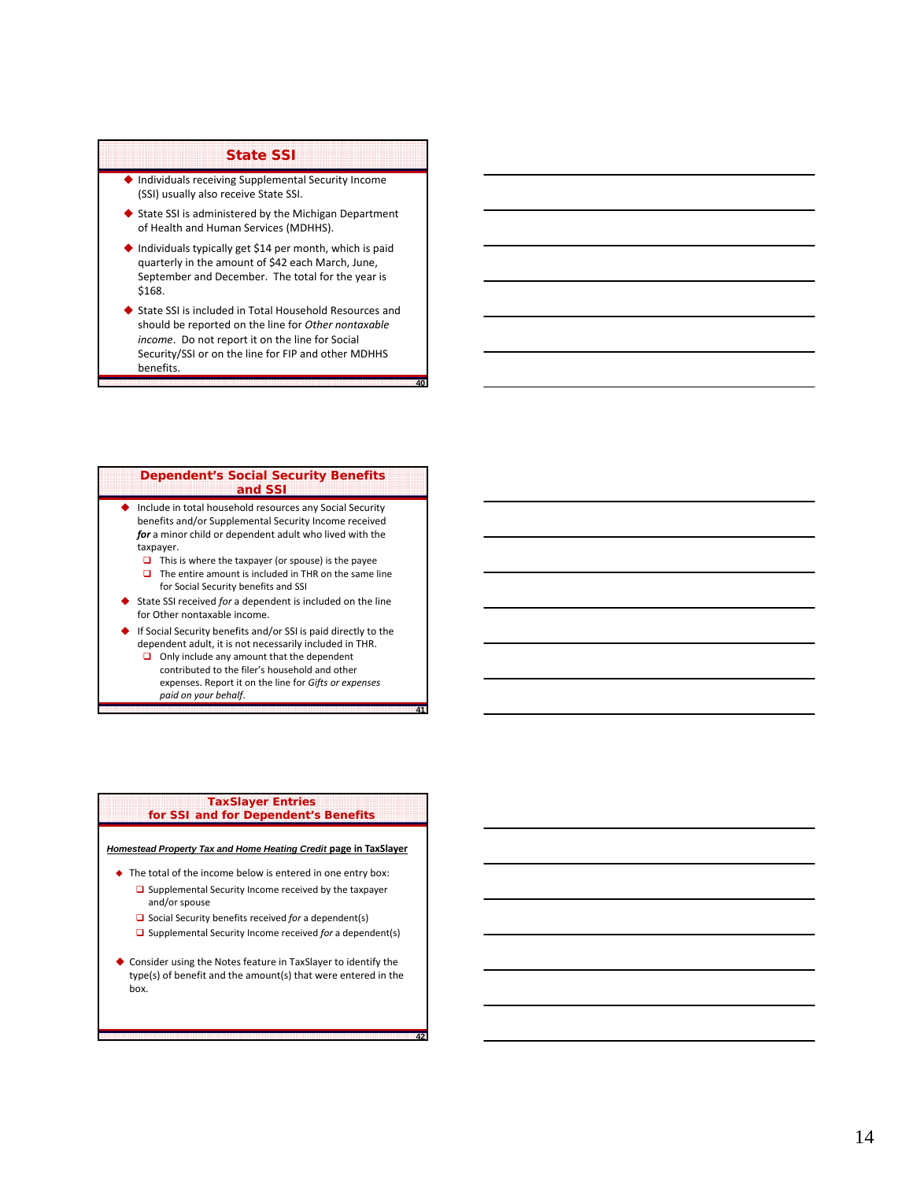## State SSI

- Individuals receiving Supplemental Security Income (SSI) usually also receive State SSI.
- State SSI is administered by the Michigan Department of Health and Human Services (MDHHS).
- Individuals typically get $14 per month, which is paid quarterly in the amount of $42 each March, June, September and December. The total for the year is $168.
- State SSI is included in Total Household Resources and should be reported on the line for *Other nontaxable income*. Do not report it on the line for Social Security/SSI or on the line for FIP and other MDHHS benefits.

## Dependent's Social Security Benefits and SSI

- Include in total household resources any Social Security benefits and/or Supplemental Security Income received ***for*** a minor child or dependent adult who lived with the taxpayer.
  - This is where the taxpayer (or spouse) is the payee
  - The entire amount is included in THR on the same line for Social Security benefits and SSI
- State SSI received *for* a dependent is included on the line for Other nontaxable income.
- If Social Security benefits and/or SSI is paid directly to the dependent adult, it is not necessarily included in THR.
  - Only include any amount that the dependent contributed to the filer's household and other expenses. Report it on the line for *Gifts or expenses paid on your behalf*.

## TaxSlayer Entries for SSI and for Dependent's Benefits

***Homestead Property Tax and Home Heating Credit*** **page in TaxSlayer**

- The total of the income below is entered in one entry box:
  - Supplemental Security Income received by the taxpayer and/or spouse
  - Social Security benefits received *for* a dependent(s)
  - Supplemental Security Income received *for* a dependent(s)
- Consider using the Notes feature in TaxSlayer to identify the type(s) of benefit and the amount(s) that were entered in the box.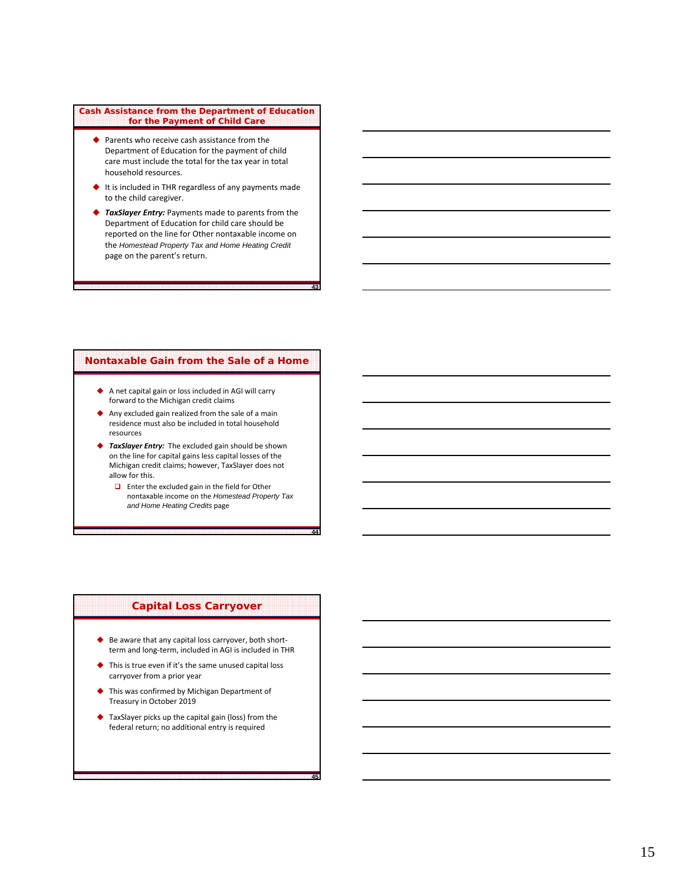## Cash Assistance from the Department of Education for the Payment of Child Care

- Parents who receive cash assistance from the Department of Education for the payment of child care must include the total for the tax year in total household resources.
- It is included in THR regardless of any payments made to the child caregiver.
- ***TaxSlayer Entry:*** Payments made to parents from the Department of Education for child care should be reported on the line for Other nontaxable income on the *Homestead Property Tax and Home Heating Credit* page on the parent's return.

## Nontaxable Gain from the Sale of a Home

- A net capital gain or loss included in AGI will carry forward to the Michigan credit claims
- Any excluded gain realized from the sale of a main residence must also be included in total household resources
- ***TaxSlayer Entry:*** The excluded gain should be shown on the line for capital gains less capital losses of the Michigan credit claims; however, TaxSlayer does not allow for this.
  - Enter the excluded gain in the field for Other nontaxable income on the *Homestead Property Tax and Home Heating Credits* page

## Capital Loss Carryover

- Be aware that any capital loss carryover, both short-term and long-term, included in AGI is included in THR
- This is true even if it's the same unused capital loss carryover from a prior year
- This was confirmed by Michigan Department of Treasury in October 2019
- TaxSlayer picks up the capital gain (loss) from the federal return; no additional entry is required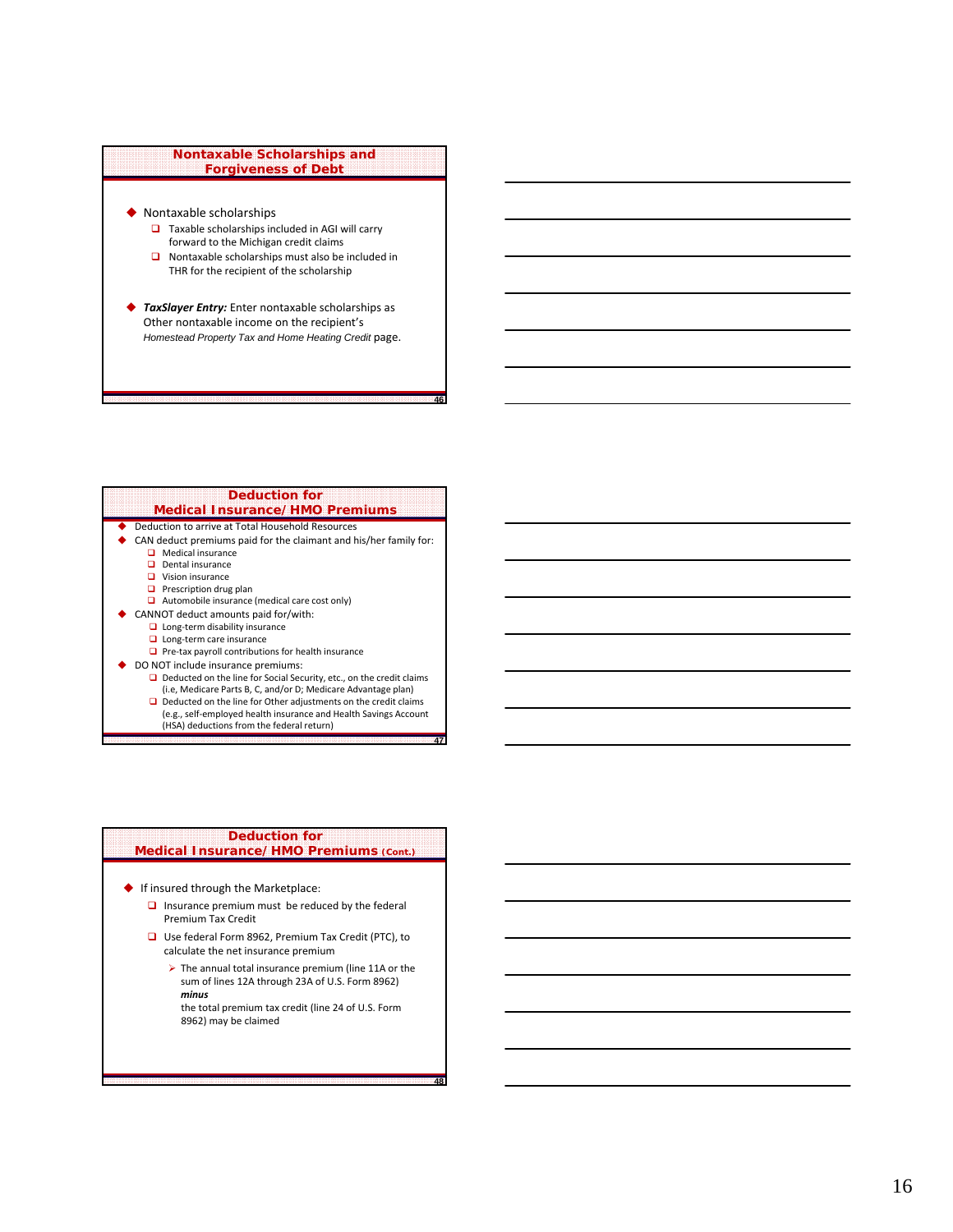## Nontaxable Scholarships and Forgiveness of Debt

- Nontaxable scholarships
  - Taxable scholarships included in AGI will carry forward to the Michigan credit claims
  - Nontaxable scholarships must also be included in THR for the recipient of the scholarship
- ***TaxSlayer Entry:*** Enter nontaxable scholarships as Other nontaxable income on the recipient's *Homestead Property Tax and Home Heating Credit* page.

## Deduction for Medical Insurance/HMO Premiums

- Deduction to arrive at Total Household Resources
- CAN deduct premiums paid for the claimant and his/her family for:
  - Medical insurance
  - Dental insurance
  - Vision insurance
  - Prescription drug plan
  - Automobile insurance (medical care cost only)
- CANNOT deduct amounts paid for/with:
  - Long-term disability insurance
  - Long-term care insurance
  - Pre-tax payroll contributions for health insurance
- DO NOT include insurance premiums:
  - Deducted on the line for Social Security, etc., on the credit claims (i.e, Medicare Parts B, C, and/or D; Medicare Advantage plan)
  - Deducted on the line for Other adjustments on the credit claims (e.g., self-employed health insurance and Health Savings Account (HSA) deductions from the federal return)

## Deduction for Medical Insurance/HMO Premiums (Cont.)

- If insured through the Marketplace:
  - Insurance premium must be reduced by the federal Premium Tax Credit
  - Use federal Form 8962, Premium Tax Credit (PTC), to calculate the net insurance premium
    - The annual total insurance premium (line 11A or the sum of lines 12A through 23A of U.S. Form 8962) ***minus*** the total premium tax credit (line 24 of U.S. Form 8962) may be claimed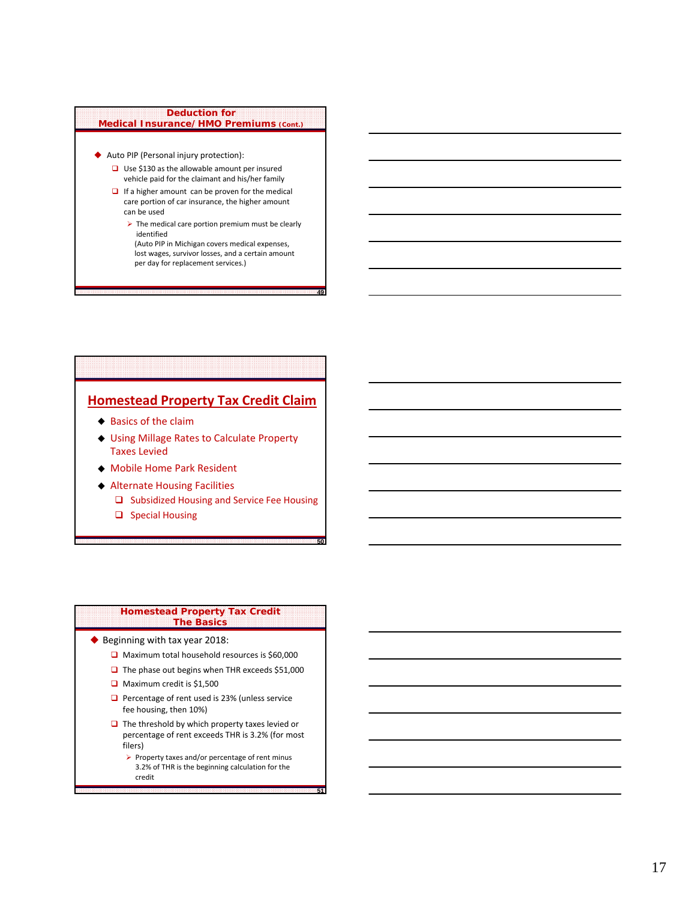## Deduction for Medical Insurance/ HMO Premiums (Cont.)

- Auto PIP (Personal injury protection):
  - Use $130 as the allowable amount per insured vehicle paid for the claimant and his/her family
  - If a higher amount can be proven for the medical care portion of car insurance, the higher amount can be used
    - The medical care portion premium must be clearly identified

    (Auto PIP in Michigan covers medical expenses, lost wages, survivor losses, and a certain amount per day for replacement services.)

## Homestead Property Tax Credit Claim

- Basics of the claim
- Using Millage Rates to Calculate Property Taxes Levied
- Mobile Home Park Resident
- Alternate Housing Facilities
  - Subsidized Housing and Service Fee Housing
  - Special Housing

## Homestead Property Tax Credit The Basics

- Beginning with tax year 2018:
  - Maximum total household resources is $60,000
  - The phase out begins when THR exceeds $51,000
  - Maximum credit is $1,500
  - Percentage of rent used is 23% (unless service fee housing, then 10%)
  - The threshold by which property taxes levied or percentage of rent exceeds THR is 3.2% (for most filers)
    - Property taxes and/or percentage of rent minus 3.2% of THR is the beginning calculation for the credit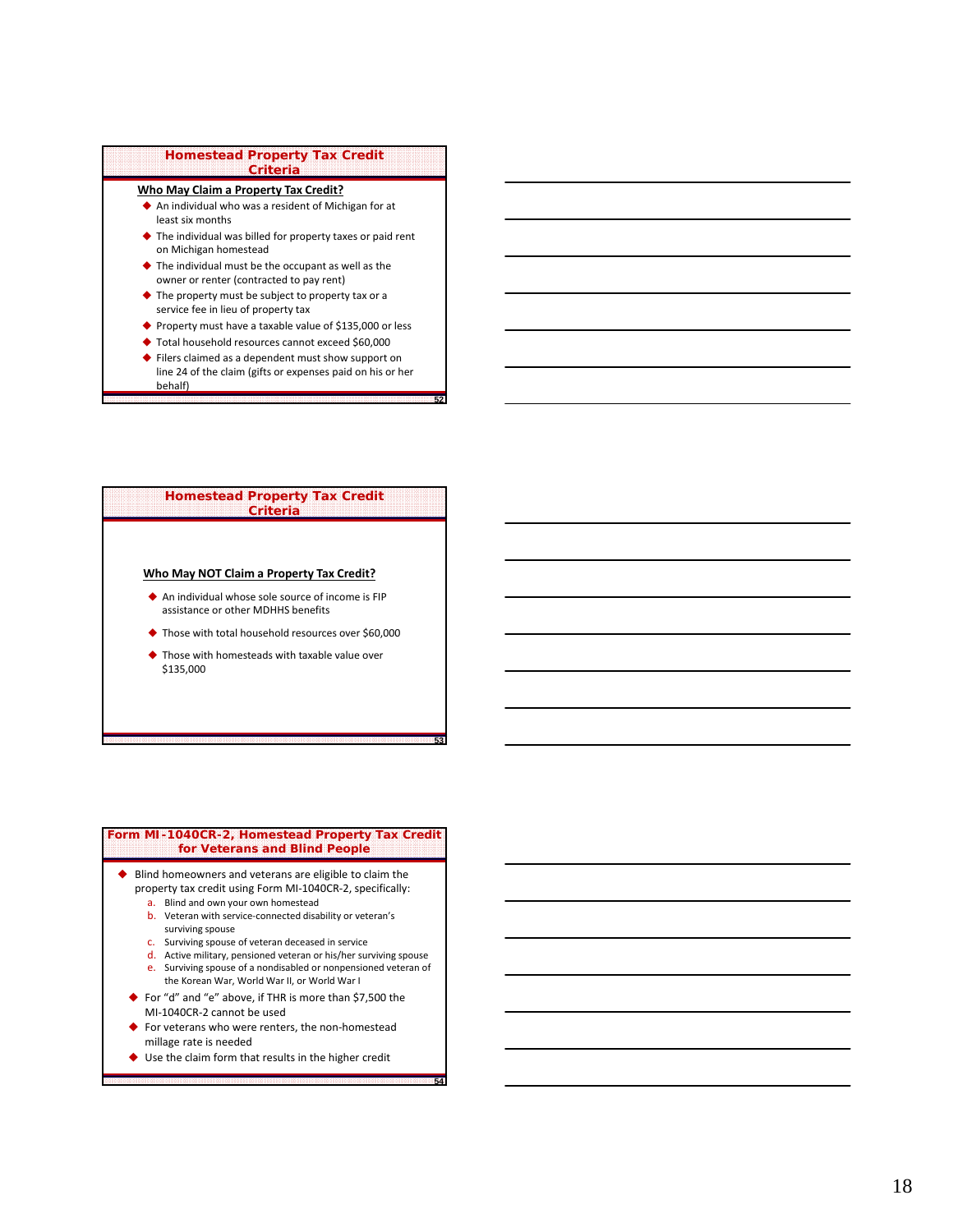## Homestead Property Tax Credit Criteria

**Who May Claim a Property Tax Credit?**

- An individual who was a resident of Michigan for at least six months
- The individual was billed for property taxes or paid rent on Michigan homestead
- The individual must be the occupant as well as the owner or renter (contracted to pay rent)
- The property must be subject to property tax or a service fee in lieu of property tax
- Property must have a taxable value of $135,000 or less
- Total household resources cannot exceed $60,000
- Filers claimed as a dependent must show support on line 24 of the claim (gifts or expenses paid on his or her behalf)

## Homestead Property Tax Credit Criteria

**Who May NOT Claim a Property Tax Credit?**

- An individual whose sole source of income is FIP assistance or other MDHHS benefits
- Those with total household resources over $60,000
- Those with homesteads with taxable value over $135,000

## Form MI-1040CR-2, Homestead Property Tax Credit for Veterans and Blind People

- Blind homeowners and veterans are eligible to claim the property tax credit using Form MI-1040CR-2, specifically:
  a. Blind and own your own homestead
  b. Veteran with service-connected disability or veteran's surviving spouse
  c. Surviving spouse of veteran deceased in service
  d. Active military, pensioned veteran or his/her surviving spouse
  e. Surviving spouse of a nondisabled or nonpensioned veteran of the Korean War, World War II, or World War I
- For "d" and "e" above, if THR is more than $7,500 the MI-1040CR-2 cannot be used
- For veterans who were renters, the non-homestead millage rate is needed
- Use the claim form that results in the higher credit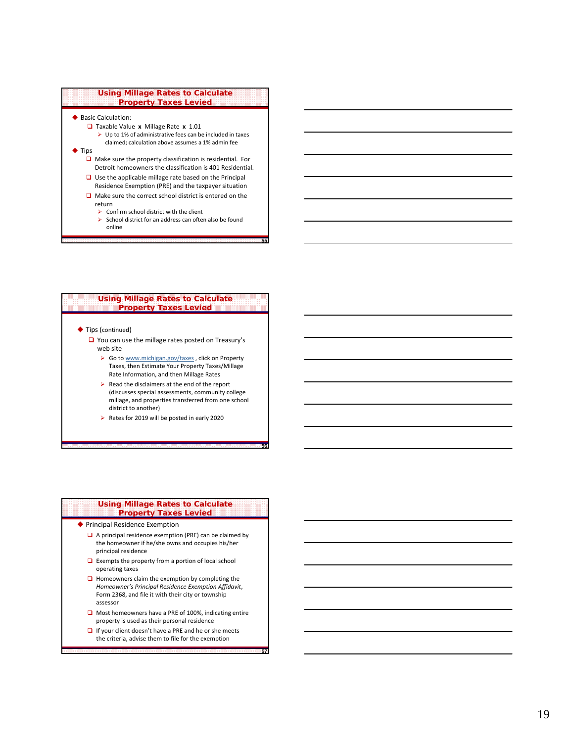## Using Millage Rates to Calculate Property Taxes Levied

- Basic Calculation:
  - Taxable Value **x** Millage Rate **x** 1.01
    - Up to 1% of administrative fees can be included in taxes claimed; calculation above assumes a 1% admin fee
- Tips
  - Make sure the property classification is residential. For Detroit homeowners the classification is 401 Residential.
  - Use the applicable millage rate based on the Principal Residence Exemption (PRE) and the taxpayer situation
  - Make sure the correct school district is entered on the return
    - Confirm school district with the client
    - School district for an address can often also be found online

## Using Millage Rates to Calculate Property Taxes Levied

- Tips (continued)
  - You can use the millage rates posted on Treasury's web site
    - Go to www.michigan.gov/taxes, click on Property Taxes, then Estimate Your Property Taxes/Millage Rate Information, and then Millage Rates
    - Read the disclaimers at the end of the report (discusses special assessments, community college millage, and properties transferred from one school district to another)
    - Rates for 2019 will be posted in early 2020

## Using Millage Rates to Calculate Property Taxes Levied

- Principal Residence Exemption
  - A principal residence exemption (PRE) can be claimed by the homeowner if he/she owns and occupies his/her principal residence
  - Exempts the property from a portion of local school operating taxes
  - Homeowners claim the exemption by completing the *Homeowner's Principal Residence Exemption Affidavit*, Form 2368, and file it with their city or township assessor
  - Most homeowners have a PRE of 100%, indicating entire property is used as their personal residence
  - If your client doesn't have a PRE and he or she meets the criteria, advise them to file for the exemption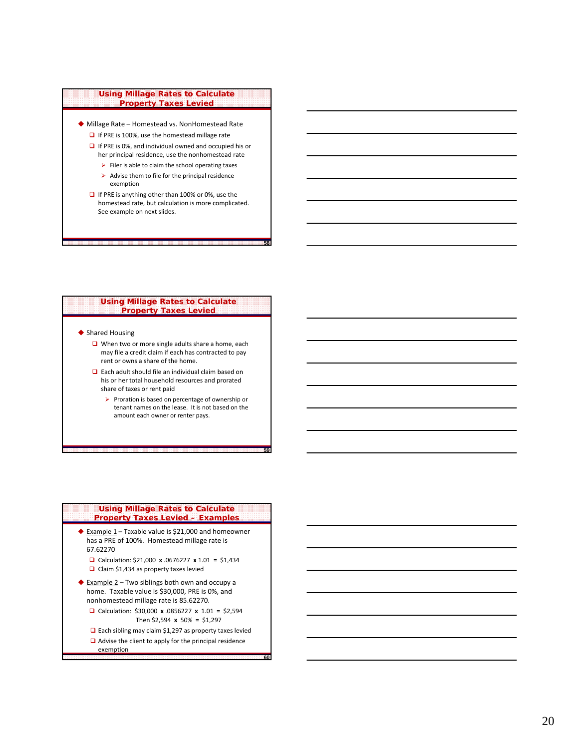## Using Millage Rates to Calculate Property Taxes Levied

- Millage Rate – Homestead vs. NonHomestead Rate
  - If PRE is 100%, use the homestead millage rate
  - If PRE is 0%, and individual owned and occupied his or her principal residence, use the nonhomestead rate
    - Filer is able to claim the school operating taxes
    - Advise them to file for the principal residence exemption
  - If PRE is anything other than 100% or 0%, use the homestead rate, but calculation is more complicated. See example on next slides.

## Using Millage Rates to Calculate Property Taxes Levied

- Shared Housing
  - When two or more single adults share a home, each may file a credit claim if each has contracted to pay rent or owns a share of the home.
  - Each adult should file an individual claim based on his or her total household resources and prorated share of taxes or rent paid
    - Proration is based on percentage of ownership or tenant names on the lease. It is not based on the amount each owner or renter pays.

## Using Millage Rates to Calculate Property Taxes Levied – Examples

- Example 1 – Taxable value is $21,000 and homeowner has a PRE of 100%. Homestead millage rate is 67.62270
  - Calculation: $21,000 **x** .0676227 **x** 1.01 = $1,434
  - Claim $1,434 as property taxes levied
- Example 2 – Two siblings both own and occupy a home. Taxable value is $30,000, PRE is 0%, and nonhomestead millage rate is 85.62270.
  - Calculation: $30,000 **x** .0856227 **x** 1.01 = $2,594
    Then $2,594 **x** 50% = $1,297
  - Each sibling may claim $1,297 as property taxes levied
  - Advise the client to apply for the principal residence exemption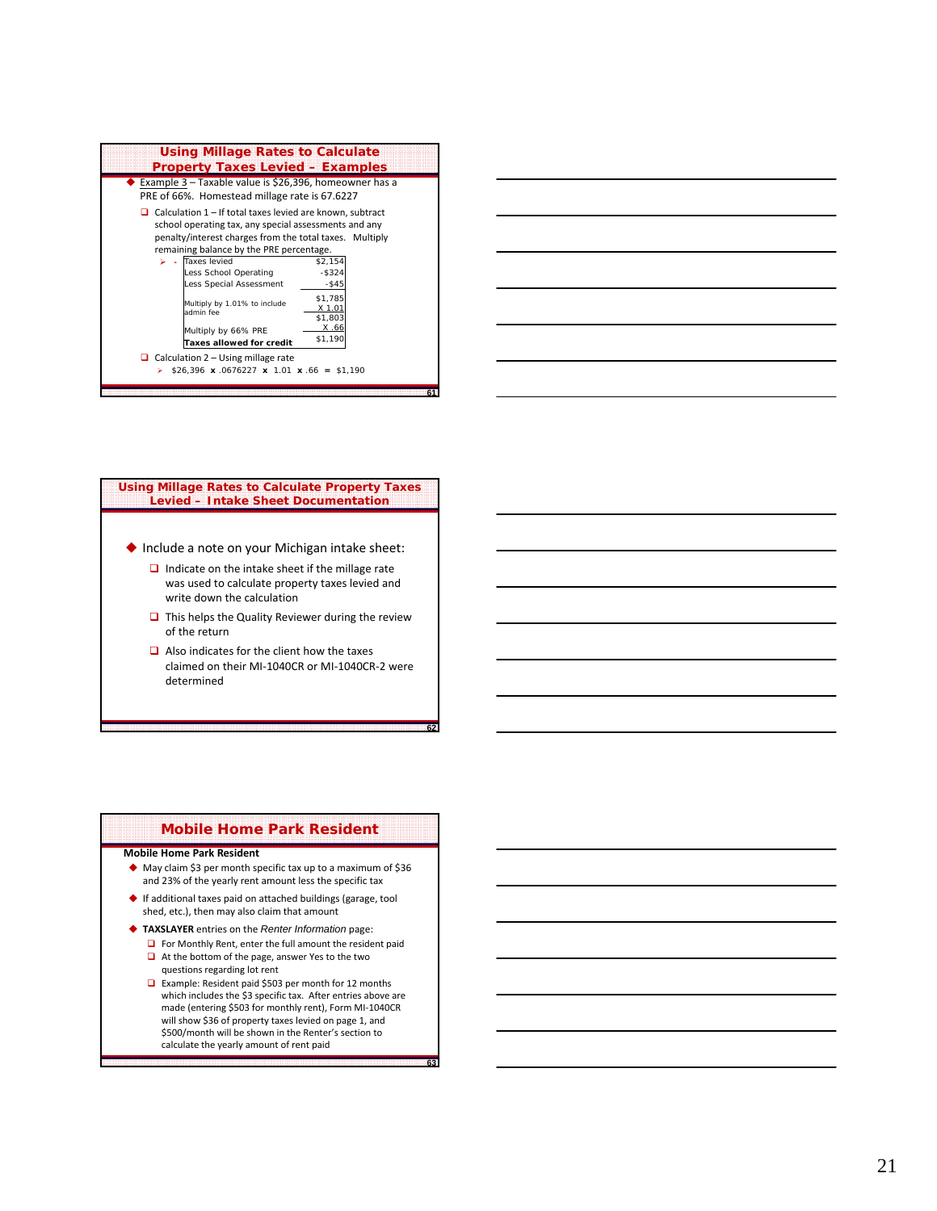## Using Millage Rates to Calculate Property Taxes Levied – Examples

- Example 3 – Taxable value is $26,396, homeowner has a PRE of 66%. Homestead millage rate is 67.6227
  - Calculation 1 – If total taxes levied are known, subtract school operating tax, any special assessments and any penalty/interest charges from the total taxes. Multiply remaining balance by the PRE percentage.

| | |
|---|---|
| Taxes levied | $2,154 |
| Less School Operating | -$324 |
| Less Special Assessment | -$45 |
| | $1,785 |
| Multiply by 1.01% to include admin fee | X 1.01 |
| | $1,803 |
| Multiply by 66% PRE | X .66 |
| **Taxes allowed for credit** | $1,190 |

  - Calculation 2 – Using millage rate
    - $26,396 x .0676227 x 1.01 x .66 = $1,190

## Using Millage Rates to Calculate Property Taxes Levied – Intake Sheet Documentation

- Include a note on your Michigan intake sheet:
  - Indicate on the intake sheet if the millage rate was used to calculate property taxes levied and write down the calculation
  - This helps the Quality Reviewer during the review of the return
  - Also indicates for the client how the taxes claimed on their MI-1040CR or MI-1040CR-2 were determined

## Mobile Home Park Resident

**Mobile Home Park Resident**

- May claim $3 per month specific tax up to a maximum of $36 and 23% of the yearly rent amount less the specific tax
- If additional taxes paid on attached buildings (garage, tool shed, etc.), then may also claim that amount
- **TAXSLAYER** entries on the *Renter Information* page:
  - For Monthly Rent, enter the full amount the resident paid
  - At the bottom of the page, answer Yes to the two questions regarding lot rent
  - Example: Resident paid $503 per month for 12 months which includes the $3 specific tax. After entries above are made (entering $503 for monthly rent), Form MI-1040CR will show $36 of property taxes levied on page 1, and $500/month will be shown in the Renter's section to calculate the yearly amount of rent paid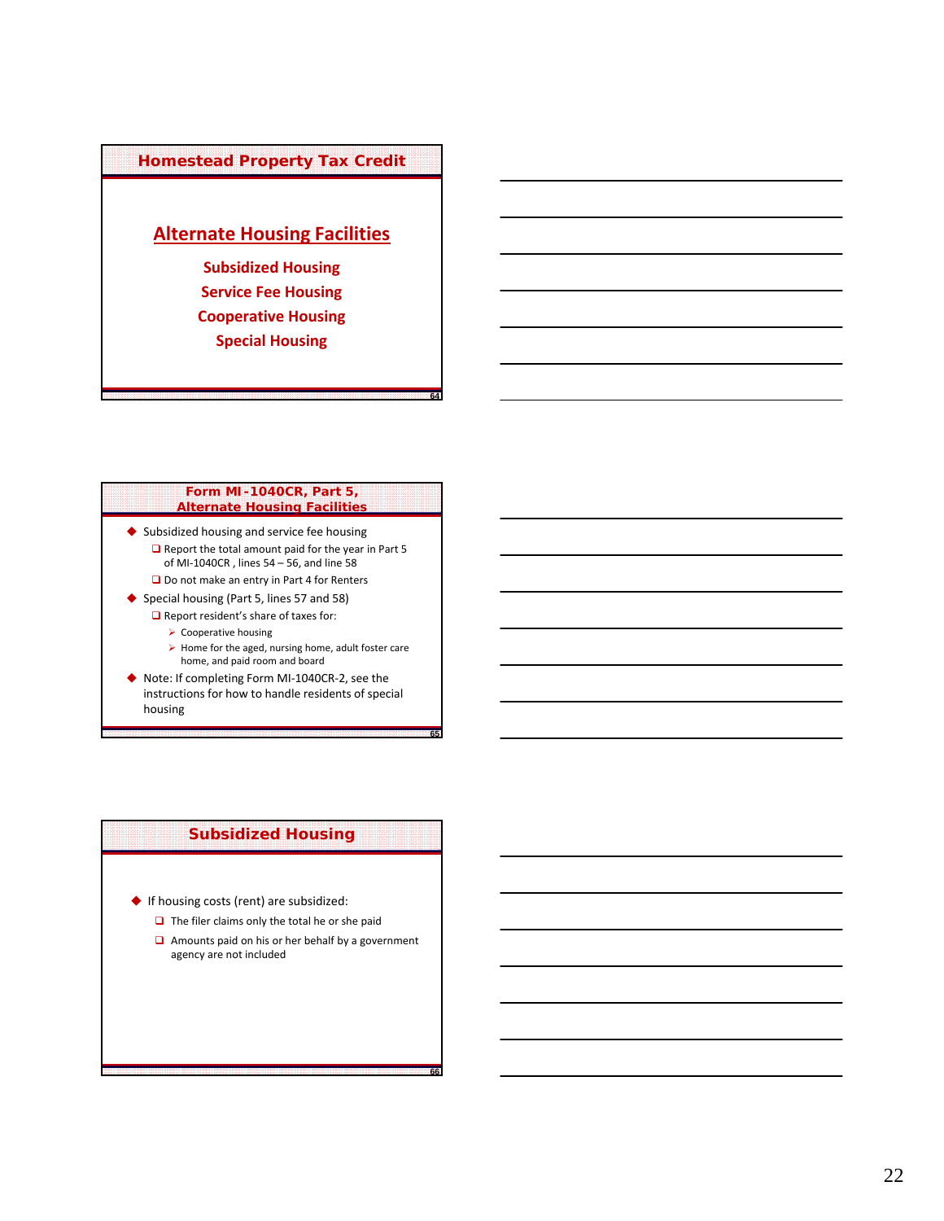## Homestead Property Tax Credit

### Alternate Housing Facilities

**Subsidized Housing**
**Service Fee Housing**
**Cooperative Housing**
**Special Housing**

## Form MI-1040CR, Part 5, Alternate Housing Facilities

- Subsidized housing and service fee housing
  - Report the total amount paid for the year in Part 5 of MI-1040CR , lines 54 – 56, and line 58
  - Do not make an entry in Part 4 for Renters
- Special housing (Part 5, lines 57 and 58)
  - Report resident's share of taxes for:
    - Cooperative housing
    - Home for the aged, nursing home, adult foster care home, and paid room and board
- Note: If completing Form MI-1040CR-2, see the instructions for how to handle residents of special housing

## Subsidized Housing

- If housing costs (rent) are subsidized:
  - The filer claims only the total he or she paid
  - Amounts paid on his or her behalf by a government agency are not included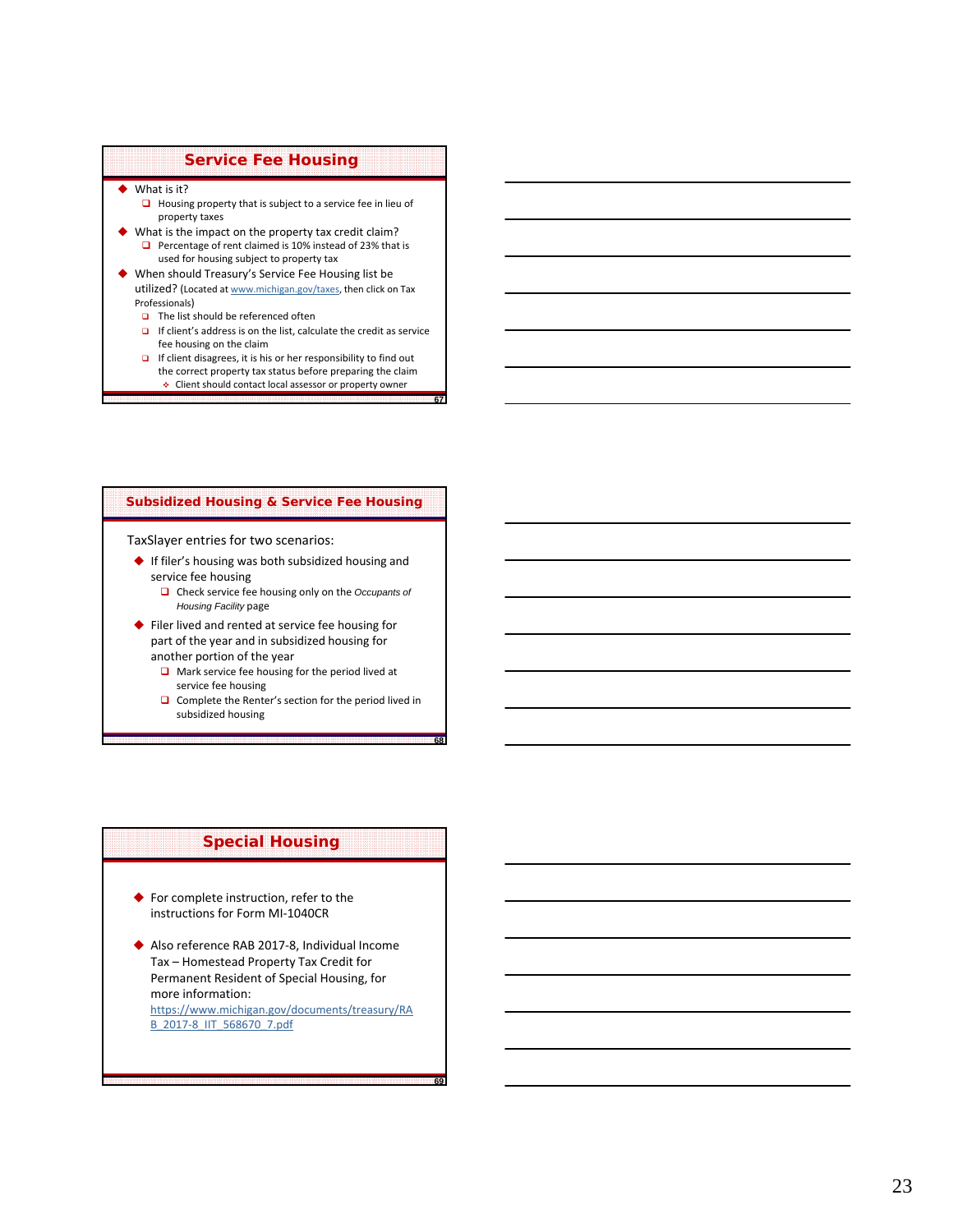## Service Fee Housing

- What is it?
  - Housing property that is subject to a service fee in lieu of property taxes
- What is the impact on the property tax credit claim?
  - Percentage of rent claimed is 10% instead of 23% that is used for housing subject to property tax
- When should Treasury's Service Fee Housing list be utilized? (Located at www.michigan.gov/taxes, then click on Tax Professionals)
  - The list should be referenced often
  - If client's address is on the list, calculate the credit as service fee housing on the claim
  - If client disagrees, it is his or her responsibility to find out the correct property tax status before preparing the claim
    - Client should contact local assessor or property owner

## Subsidized Housing & Service Fee Housing

TaxSlayer entries for two scenarios:

- If filer's housing was both subsidized housing and service fee housing
  - Check service fee housing only on the *Occupants of Housing Facility* page
- Filer lived and rented at service fee housing for part of the year and in subsidized housing for another portion of the year
  - Mark service fee housing for the period lived at service fee housing
  - Complete the Renter's section for the period lived in subsidized housing

## Special Housing

- For complete instruction, refer to the instructions for Form MI-1040CR
- Also reference RAB 2017-8, Individual Income Tax – Homestead Property Tax Credit for Permanent Resident of Special Housing, for more information: https://www.michigan.gov/documents/treasury/RAB_2017-8_IIT_568670_7.pdf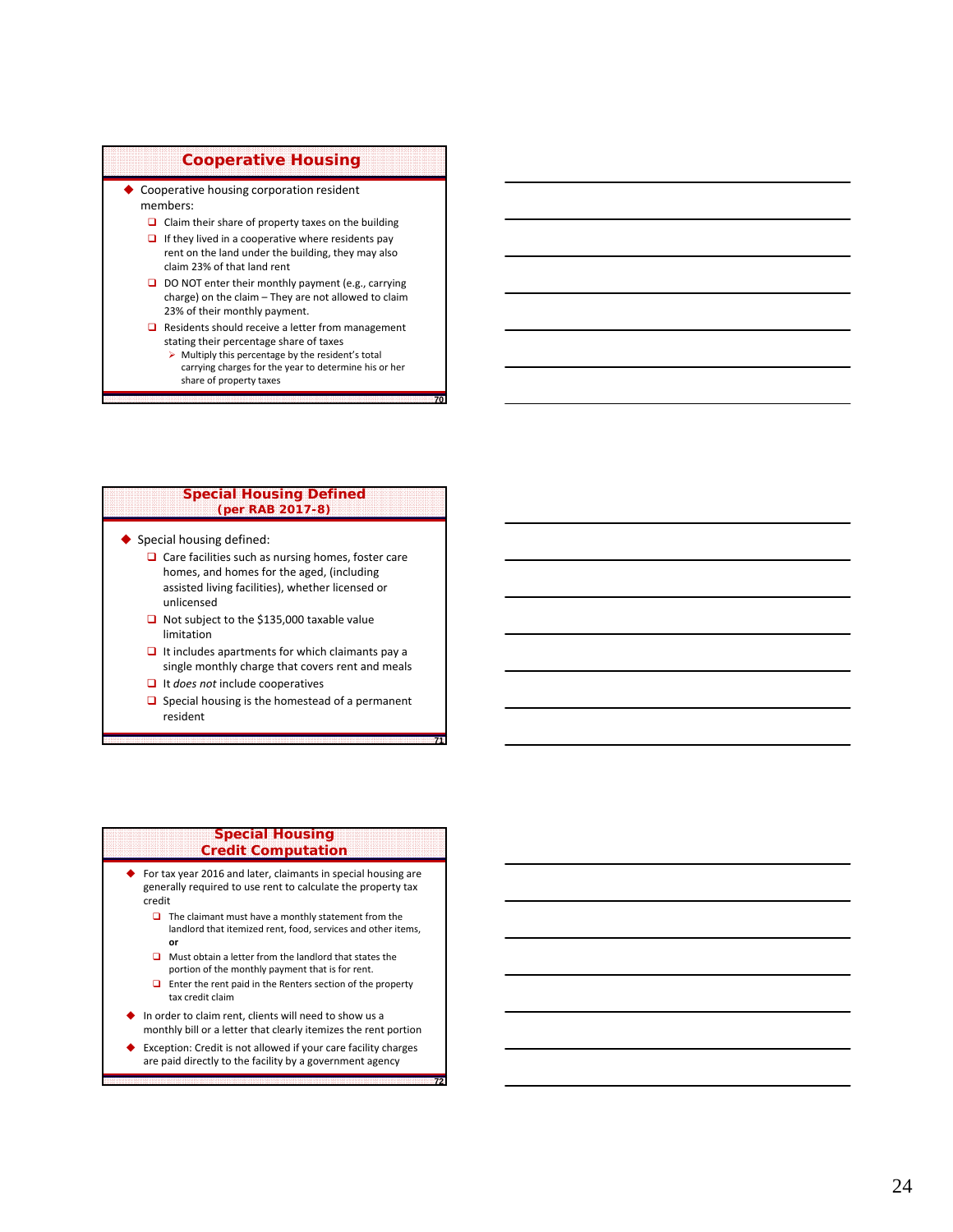## Cooperative Housing

- Cooperative housing corporation resident members:
  - Claim their share of property taxes on the building
  - If they lived in a cooperative where residents pay rent on the land under the building, they may also claim 23% of that land rent
  - DO NOT enter their monthly payment (e.g., carrying charge) on the claim – They are not allowed to claim 23% of their monthly payment.
  - Residents should receive a letter from management stating their percentage share of taxes
    - Multiply this percentage by the resident's total carrying charges for the year to determine his or her share of property taxes

## Special Housing Defined
### (per RAB 2017-8)

- Special housing defined:
  - Care facilities such as nursing homes, foster care homes, and homes for the aged, (including assisted living facilities), whether licensed or unlicensed
  - Not subject to the $135,000 taxable value limitation
  - It includes apartments for which claimants pay a single monthly charge that covers rent and meals
  - It *does not* include cooperatives
  - Special housing is the homestead of a permanent resident

## Special Housing Credit Computation

- For tax year 2016 and later, claimants in special housing are generally required to use rent to calculate the property tax credit
  - The claimant must have a monthly statement from the landlord that itemized rent, food, services and other items, **or**
  - Must obtain a letter from the landlord that states the portion of the monthly payment that is for rent.
  - Enter the rent paid in the Renters section of the property tax credit claim
- In order to claim rent, clients will need to show us a monthly bill or a letter that clearly itemizes the rent portion
- Exception: Credit is not allowed if your care facility charges are paid directly to the facility by a government agency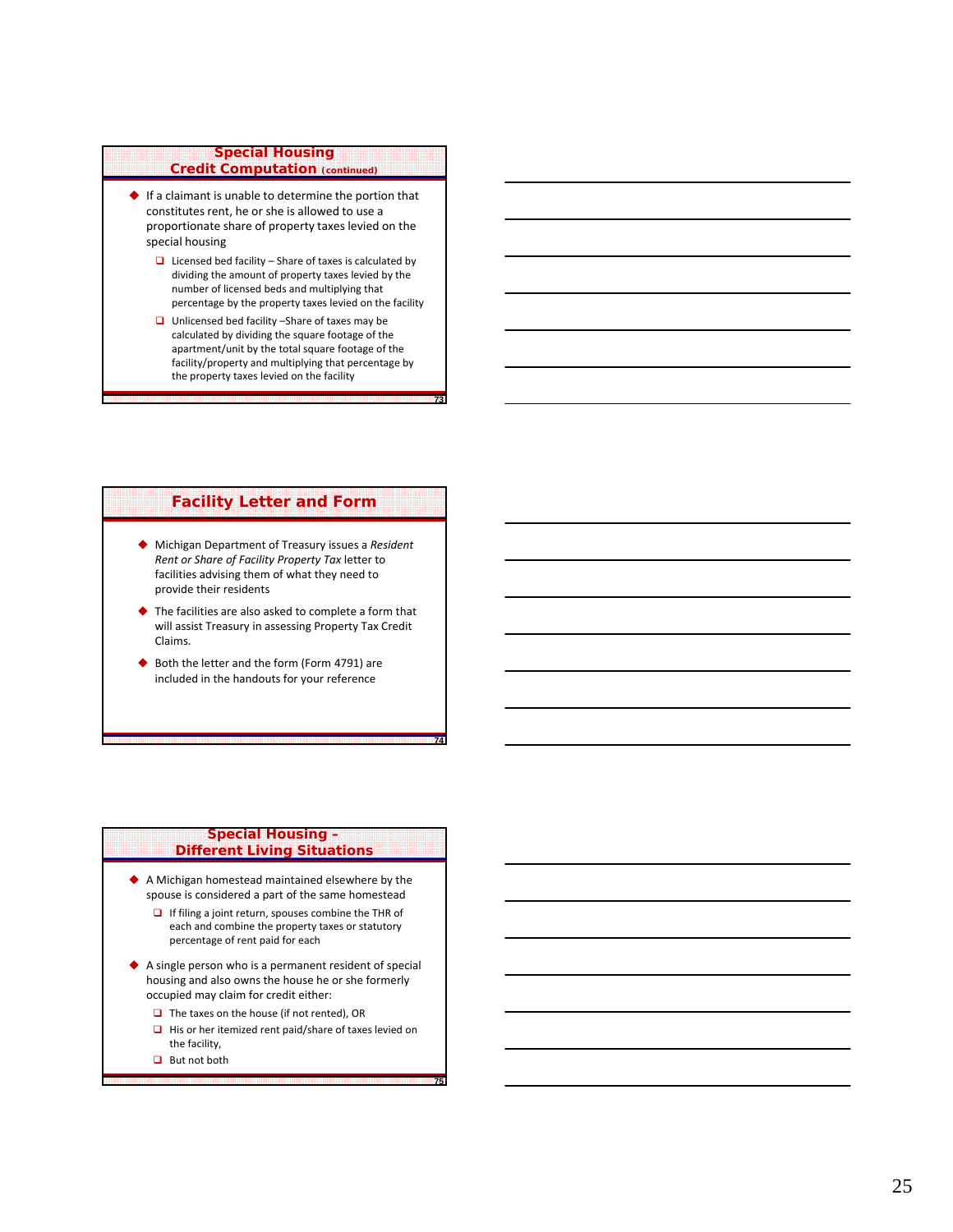## Special Housing Credit Computation (continued)

- If a claimant is unable to determine the portion that constitutes rent, he or she is allowed to use a proportionate share of property taxes levied on the special housing
  - Licensed bed facility – Share of taxes is calculated by dividing the amount of property taxes levied by the number of licensed beds and multiplying that percentage by the property taxes levied on the facility
  - Unlicensed bed facility –Share of taxes may be calculated by dividing the square footage of the apartment/unit by the total square footage of the facility/property and multiplying that percentage by the property taxes levied on the facility

## Facility Letter and Form

- Michigan Department of Treasury issues a *Resident Rent or Share of Facility Property Tax* letter to facilities advising them of what they need to provide their residents
- The facilities are also asked to complete a form that will assist Treasury in assessing Property Tax Credit Claims.
- Both the letter and the form (Form 4791) are included in the handouts for your reference

## Special Housing – Different Living Situations

- A Michigan homestead maintained elsewhere by the spouse is considered a part of the same homestead
  - If filing a joint return, spouses combine the THR of each and combine the property taxes or statutory percentage of rent paid for each
- A single person who is a permanent resident of special housing and also owns the house he or she formerly occupied may claim for credit either:
  - The taxes on the house (if not rented), OR
  - His or her itemized rent paid/share of taxes levied on the facility,
  - But not both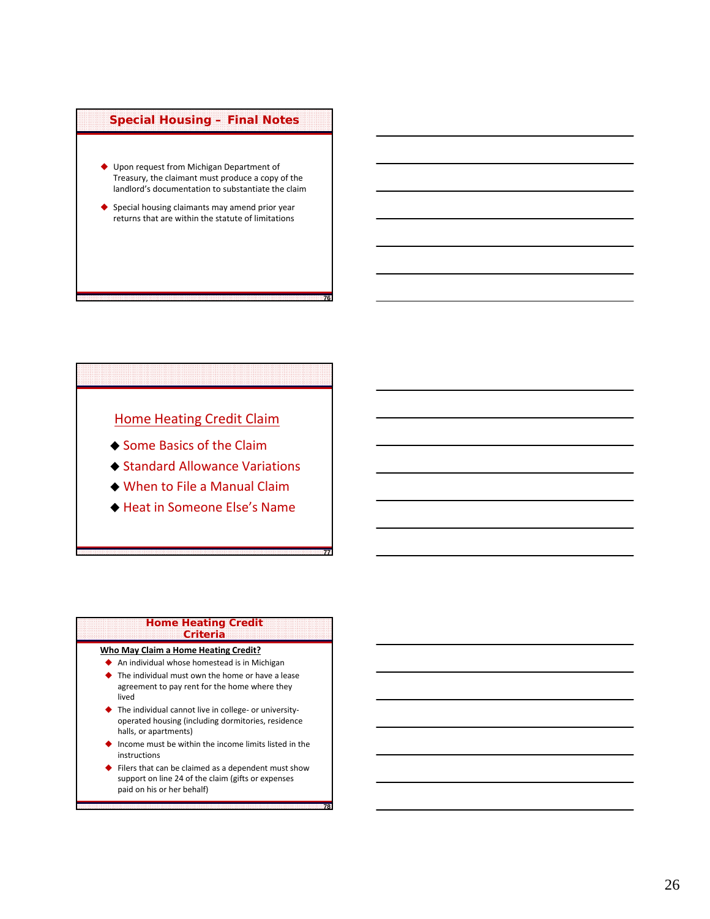## Special Housing – Final Notes

- Upon request from Michigan Department of Treasury, the claimant must produce a copy of the landlord's documentation to substantiate the claim
- Special housing claimants may amend prior year returns that are within the statute of limitations

## Home Heating Credit Claim

- Some Basics of the Claim
- Standard Allowance Variations
- When to File a Manual Claim
- Heat in Someone Else's Name

## Home Heating Credit Criteria

**Who May Claim a Home Heating Credit?**

- An individual whose homestead is in Michigan
- The individual must own the home or have a lease agreement to pay rent for the home where they lived
- The individual cannot live in college- or university-operated housing (including dormitories, residence halls, or apartments)
- Income must be within the income limits listed in the instructions
- Filers that can be claimed as a dependent must show support on line 24 of the claim (gifts or expenses paid on his or her behalf)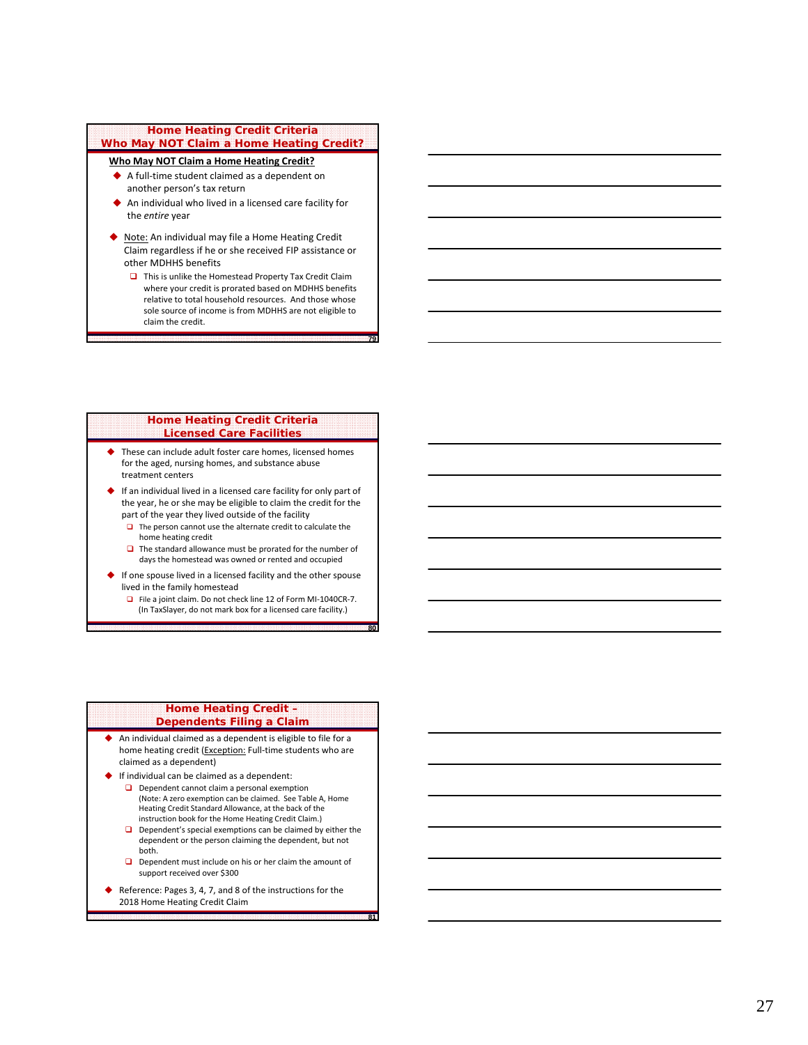## Home Heating Credit Criteria
## Who May NOT Claim a Home Heating Credit?

**Who May NOT Claim a Home Heating Credit?**

- A full-time student claimed as a dependent on another person's tax return
- An individual who lived in a licensed care facility for the *entire* year
- Note: An individual may file a Home Heating Credit Claim regardless if he or she received FIP assistance or other MDHHS benefits
  - This is unlike the Homestead Property Tax Credit Claim where your credit is prorated based on MDHHS benefits relative to total household resources. And those whose sole source of income is from MDHHS are not eligible to claim the credit.

## Home Heating Credit Criteria
## Licensed Care Facilities

- These can include adult foster care homes, licensed homes for the aged, nursing homes, and substance abuse treatment centers
- If an individual lived in a licensed care facility for only part of the year, he or she may be eligible to claim the credit for the part of the year they lived outside of the facility
  - The person cannot use the alternate credit to calculate the home heating credit
  - The standard allowance must be prorated for the number of days the homestead was owned or rented and occupied
- If one spouse lived in a licensed facility and the other spouse lived in the family homestead
  - File a joint claim. Do not check line 12 of Form MI-1040CR-7. (In TaxSlayer, do not mark box for a licensed care facility.)

## Home Heating Credit –
## Dependents Filing a Claim

- An individual claimed as a dependent is eligible to file for a home heating credit (Exception: Full-time students who are claimed as a dependent)
- If individual can be claimed as a dependent:
  - Dependent cannot claim a personal exemption (Note: A zero exemption can be claimed. See Table A, Home Heating Credit Standard Allowance, at the back of the instruction book for the Home Heating Credit Claim.)
  - Dependent's special exemptions can be claimed by either the dependent or the person claiming the dependent, but not both.
  - Dependent must include on his or her claim the amount of support received over $300
- Reference: Pages 3, 4, 7, and 8 of the instructions for the 2018 Home Heating Credit Claim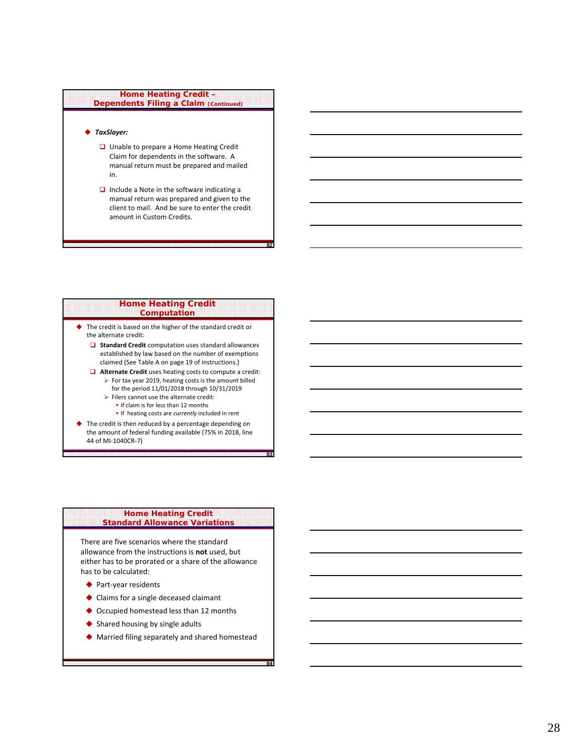## Home Heating Credit – Dependents Filing a Claim (Continued)

- ***TaxSlayer:***
  - Unable to prepare a Home Heating Credit Claim for dependents in the software. A manual return must be prepared and mailed in.
  - Include a Note in the software indicating a manual return was prepared and given to the client to mail. And be sure to enter the credit amount in Custom Credits.

## Home Heating Credit Computation

- The credit is based on the higher of the standard credit or the alternate credit:
  - **Standard Credit** computation uses standard allowances established by law based on the number of exemptions claimed (See Table A on page 19 of instructions.)
  - **Alternate Credit** uses heating costs to compute a credit:
    - For tax year 2019, heating costs is the amount billed for the period 11/01/2018 through 10/31/2019
    - Filers cannot use the alternate credit:
      - If claim is for less than 12 months
      - If heating costs are *currently* included in rent
- The credit is then reduced by a percentage depending on the amount of federal funding available (75% in 2018, line 44 of MI-1040CR-7)

## Home Heating Credit Standard Allowance Variations

There are five scenarios where the standard allowance from the instructions is **not** used, but either has to be prorated or a share of the allowance has to be calculated:

- Part-year residents
- Claims for a single deceased claimant
- Occupied homestead less than 12 months
- Shared housing by single adults
- Married filing separately and shared homestead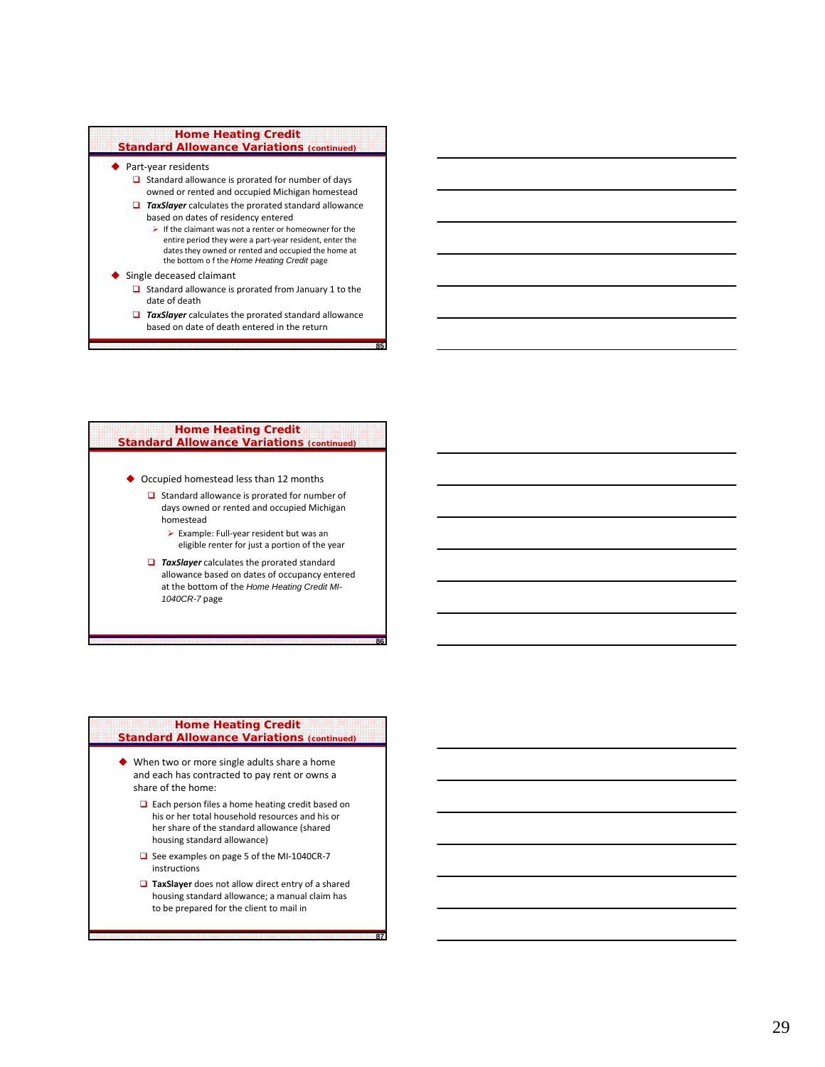## Home Heating Credit
### Standard Allowance Variations (continued)

- Part-year residents
  - Standard allowance is prorated for number of days owned or rented and occupied Michigan homestead
  - ***TaxSlayer*** calculates the prorated standard allowance based on dates of residency entered
    - If the claimant was not a renter or homeowner for the entire period they were a part-year resident, enter the dates they owned or rented and occupied the home at the bottom o f the *Home Heating Credit* page
- Single deceased claimant
  - Standard allowance is prorated from January 1 to the date of death
  - ***TaxSlayer*** calculates the prorated standard allowance based on date of death entered in the return

## Home Heating Credit
### Standard Allowance Variations (continued)

- Occupied homestead less than 12 months
  - Standard allowance is prorated for number of days owned or rented and occupied Michigan homestead
    - Example: Full-year resident but was an eligible renter for just a portion of the year
  - ***TaxSlayer*** calculates the prorated standard allowance based on dates of occupancy entered at the bottom of the *Home Heating Credit MI-1040CR-7* page

## Home Heating Credit
### Standard Allowance Variations (continued)

- When two or more single adults share a home and each has contracted to pay rent or owns a share of the home:
  - Each person files a home heating credit based on his or her total household resources and his or her share of the standard allowance (shared housing standard allowance)
  - See examples on page 5 of the MI-1040CR-7 instructions
  - **TaxSlayer** does not allow direct entry of a shared housing standard allowance; a manual claim has to be prepared for the client to mail in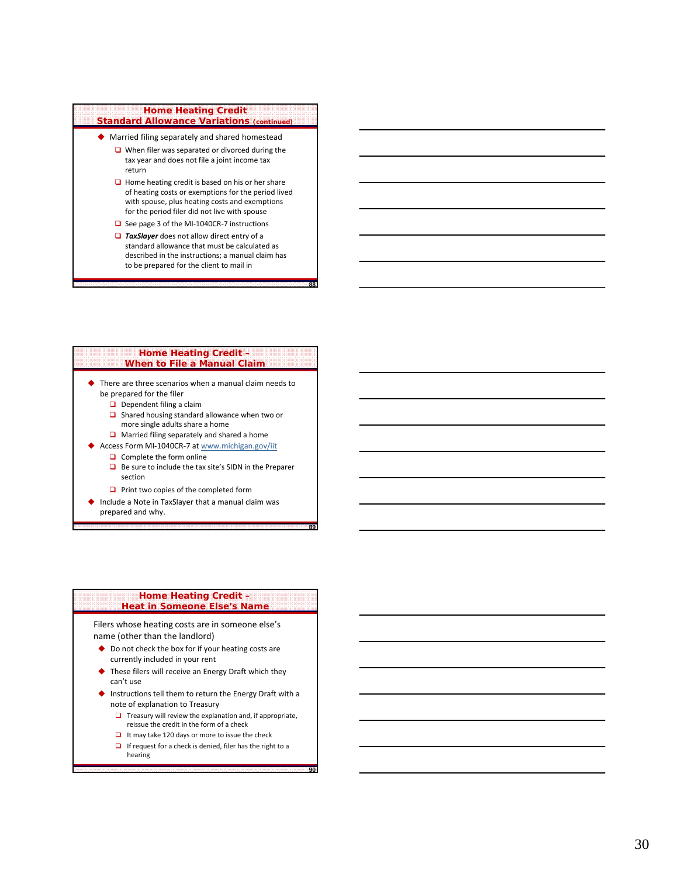## Home Heating Credit Standard Allowance Variations (continued)

- Married filing separately and shared homestead
  - When filer was separated or divorced during the tax year and does not file a joint income tax return
  - Home heating credit is based on his or her share of heating costs or exemptions for the period lived with spouse, plus heating costs and exemptions for the period filer did not live with spouse
  - See page 3 of the MI-1040CR-7 instructions
  - ***TaxSlayer*** does not allow direct entry of a standard allowance that must be calculated as described in the instructions; a manual claim has to be prepared for the client to mail in

## Home Heating Credit – When to File a Manual Claim

- There are three scenarios when a manual claim needs to be prepared for the filer
  - Dependent filing a claim
  - Shared housing standard allowance when two or more single adults share a home
  - Married filing separately and shared a home
- Access Form MI-1040CR-7 at www.michigan.gov/iit
  - Complete the form online
  - Be sure to include the tax site's SIDN in the Preparer section
  - Print two copies of the completed form
- Include a Note in TaxSlayer that a manual claim was prepared and why.

## Home Heating Credit – Heat in Someone Else's Name

Filers whose heating costs are in someone else's name (other than the landlord)

- Do not check the box for if your heating costs are currently included in your rent
- These filers will receive an Energy Draft which they can't use
- Instructions tell them to return the Energy Draft with a note of explanation to Treasury
  - Treasury will review the explanation and, if appropriate, reissue the credit in the form of a check
  - It may take 120 days or more to issue the check
  - If request for a check is denied, filer has the right to a hearing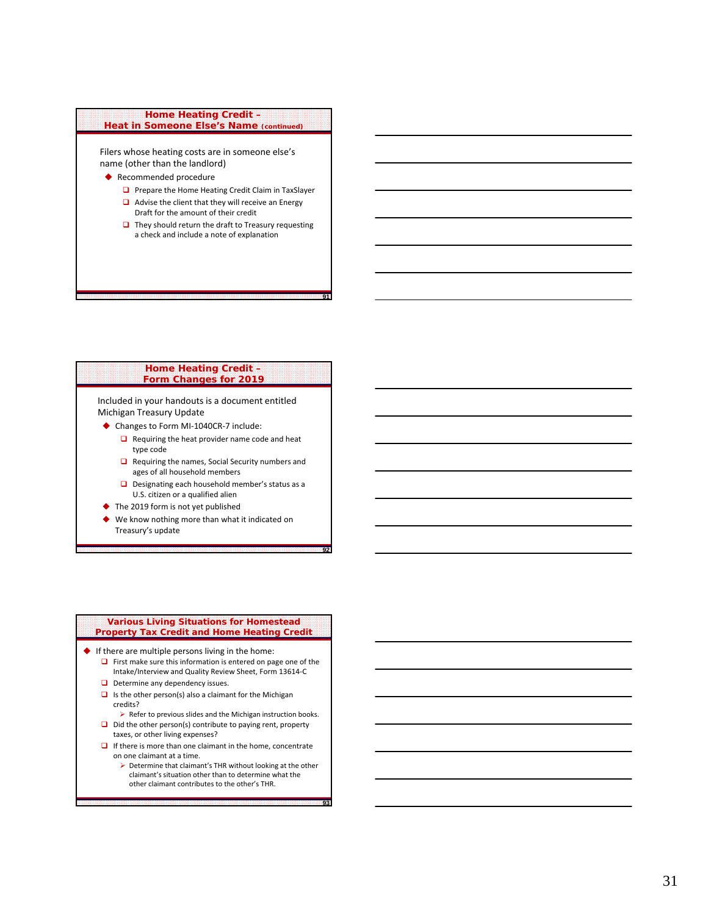## Home Heating Credit – Heat in Someone Else's Name (continued)

Filers whose heating costs are in someone else's name (other than the landlord)

- Recommended procedure
  - Prepare the Home Heating Credit Claim in TaxSlayer
  - Advise the client that they will receive an Energy Draft for the amount of their credit
  - They should return the draft to Treasury requesting a check and include a note of explanation

## Home Heating Credit – Form Changes for 2019

Included in your handouts is a document entitled Michigan Treasury Update

- Changes to Form MI-1040CR-7 include:
  - Requiring the heat provider name code and heat type code
  - Requiring the names, Social Security numbers and ages of all household members
  - Designating each household member's status as a U.S. citizen or a qualified alien
- The 2019 form is not yet published
- We know nothing more than what it indicated on Treasury's update

## Various Living Situations for Homestead Property Tax Credit and Home Heating Credit

- If there are multiple persons living in the home:
  - First make sure this information is entered on page one of the Intake/Interview and Quality Review Sheet, Form 13614-C
  - Determine any dependency issues.
  - Is the other person(s) also a claimant for the Michigan credits?
    - Refer to previous slides and the Michigan instruction books.
  - Did the other person(s) contribute to paying rent, property taxes, or other living expenses?
  - If there is more than one claimant in the home, concentrate on one claimant at a time.
    - Determine that claimant's THR without looking at the other claimant's situation other than to determine what the other claimant contributes to the other's THR.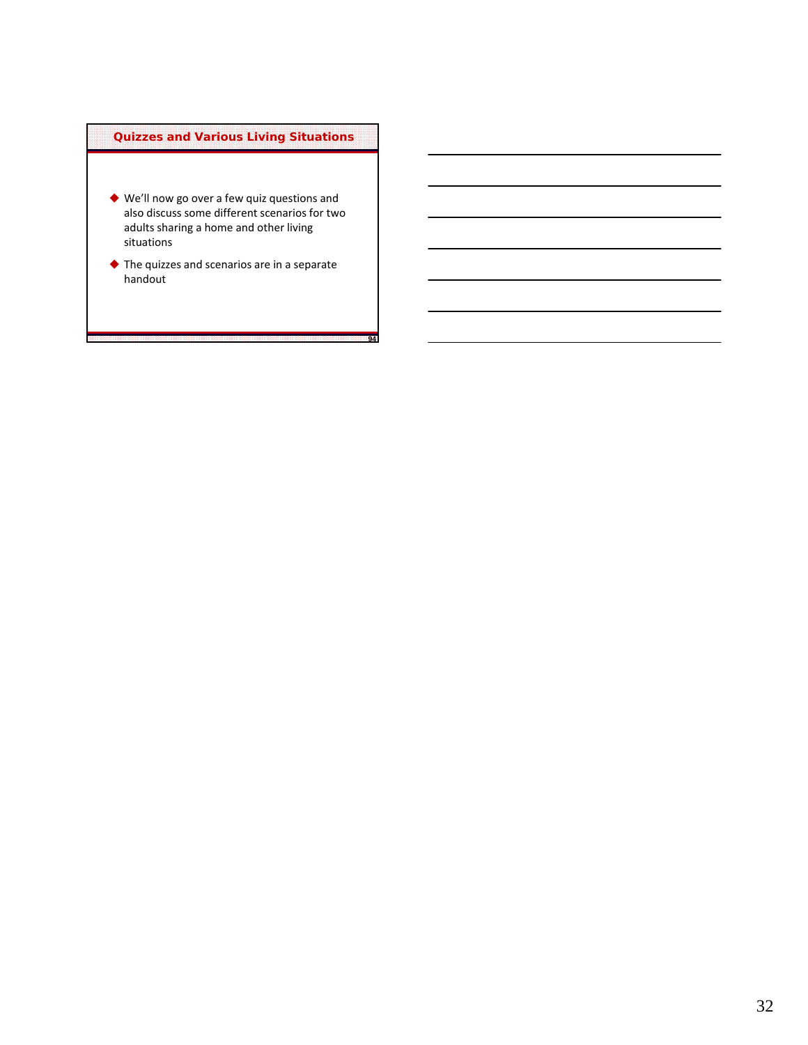## Quizzes and Various Living Situations

- We'll now go over a few quiz questions and also discuss some different scenarios for two adults sharing a home and other living situations
- The quizzes and scenarios are in a separate handout